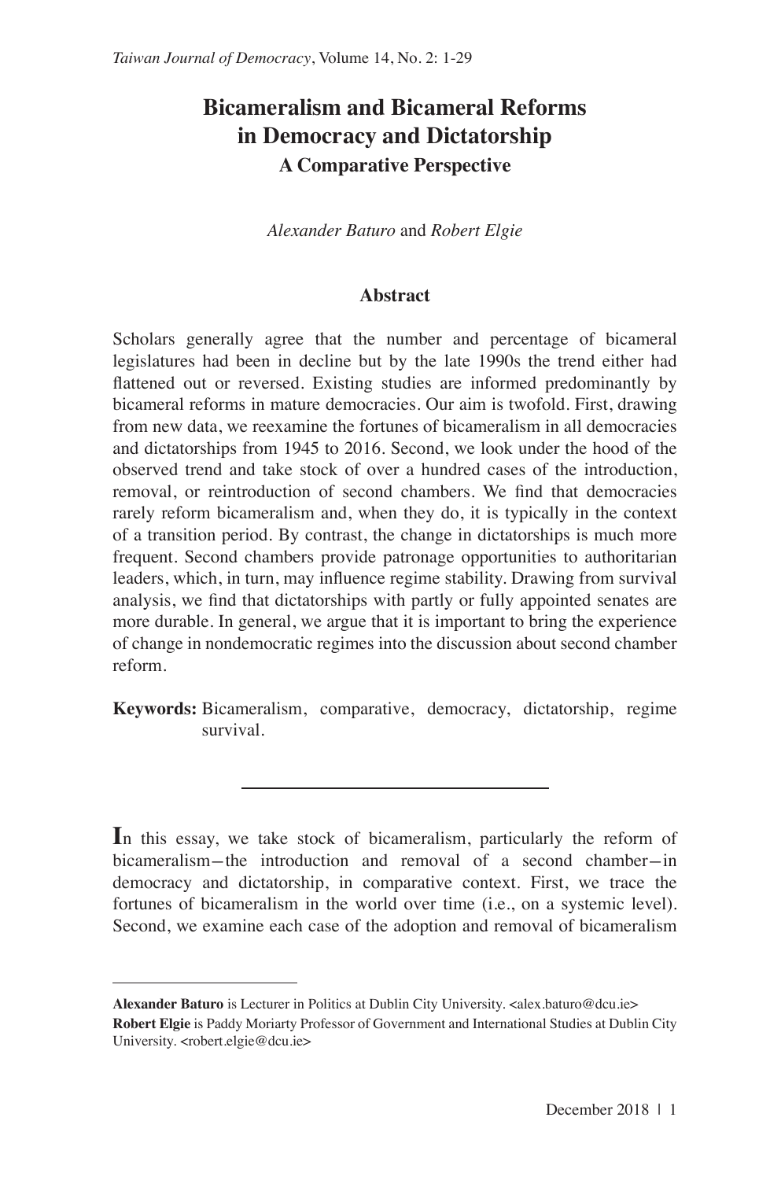# Bicameralism and Bicameral Reforms in Democracy and Dictatorship

## A Comparative Perspective

*Alexander Baturo* and *Robert Elgie*

### Abstract

Scholars generally agree that the number and percentage of bicameral legislatures had been in decline but by the late 1990s the trend either had flattened out or reversed. Existing studies are informed predominantly by bicameral reforms in mature democracies. Our aim is twofold. First, drawing from new data, we reexamine the fortunes of bicameralism in all democracies and dictatorships from 1945 to 2016. Second, we look under the hood of the observed trend and take stock of over a hundred cases of the introduction, removal, or reintroduction of second chambers. We find that democracies rarely reform bicameralism and, when they do, it is typically in the context of a transition period. By contrast, the change in dictatorships is much more frequent. Second chambers provide patronage opportunities to authoritarian leaders, which, in turn, may influence regime stability. Drawing from survival analysis, we find that dictatorships with partly or fully appointed senates are more durable. In general, we argue that it is important to bring the experience of change in nondemocratic regimes into the discussion about second chamber reform.

**Keywords:** Bicameralism, comparative, democracy, dictatorship, regime survival.

---

In this essay, we take stock of bicameralism, particularly the reform of bicameralism—the introduction and removal of a second chamber—in democracy and dictatorship, in comparative context. First, we trace the fortunes of bicameralism in the world over time (i.e., on a systemic level). Second, we examine each case of the adoption and removal of bicameralism

---

**Alexander Baturo** is Lecturer in Politics at Dublin City University. <alex.baturo@dcu.ie>

**Robert Elgie** is Paddy Moriarty Professor of Government and International Studies at Dublin City University. <robert.elgie@dcu.ie>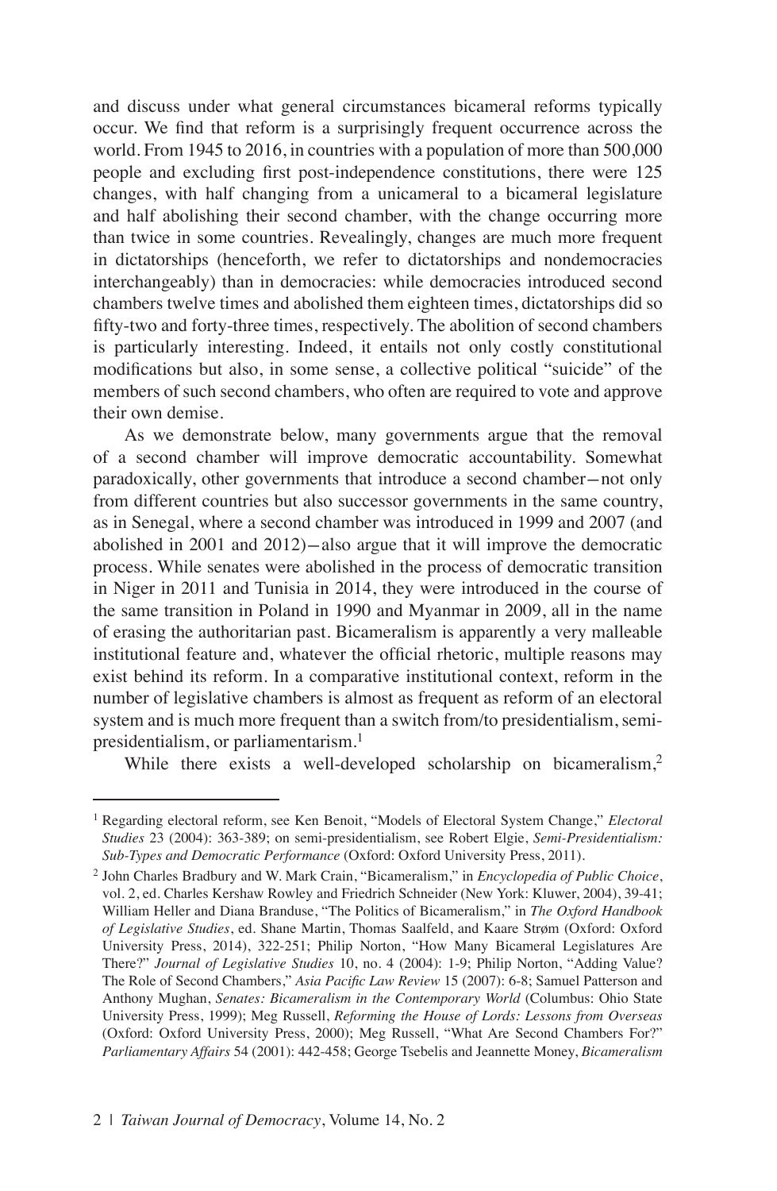and discuss under what general circumstances bicameral reforms typically occur. We find that reform is a surprisingly frequent occurrence across the world. From 1945 to 2016, in countries with a population of more than 500,000 people and excluding first post-independence constitutions, there were 125 changes, with half changing from a unicameral to a bicameral legislature and half abolishing their second chamber, with the change occurring more than twice in some countries. Revealingly, changes are much more frequent in dictatorships (henceforth, we refer to dictatorships and nondemocracies interchangeably) than in democracies: while democracies introduced second chambers twelve times and abolished them eighteen times, dictatorships did so fifty-two and forty-three times, respectively. The abolition of second chambers is particularly interesting. Indeed, it entails not only costly constitutional modifications but also, in some sense, a collective political "suicide" of the members of such second chambers, who often are required to vote and approve their own demise.

As we demonstrate below, many governments argue that the removal of a second chamber will improve democratic accountability. Somewhat paradoxically, other governments that introduce a second chamber—not only from different countries but also successor governments in the same country, as in Senegal, where a second chamber was introduced in 1999 and 2007 (and abolished in 2001 and 2012)—also argue that it will improve the democratic process. While senates were abolished in the process of democratic transition in Niger in 2011 and Tunisia in 2014, they were introduced in the course of the same transition in Poland in 1990 and Myanmar in 2009, all in the name of erasing the authoritarian past. Bicameralism is apparently a very malleable institutional feature and, whatever the official rhetoric, multiple reasons may exist behind its reform. In a comparative institutional context, reform in the number of legislative chambers is almost as frequent as reform of an electoral system and is much more frequent than a switch from/to presidentialism, semi-presidentialism, or parliamentarism.[1]

While there exists a well-developed scholarship on bicameralism,[2]

---

[1] Regarding electoral reform, see Ken Benoit, "Models of Electoral System Change," *Electoral Studies* 23 (2004): 363-389; on semi-presidentialism, see Robert Elgie, *Semi-Presidentialism: Sub-Types and Democratic Performance* (Oxford: Oxford University Press, 2011).

[2] John Charles Bradbury and W. Mark Crain, "Bicameralism," in *Encyclopedia of Public Choice*, vol. 2, ed. Charles Kershaw Rowley and Friedrich Schneider (New York: Kluwer, 2004), 39-41; William Heller and Diana Branduse, "The Politics of Bicameralism," in *The Oxford Handbook of Legislative Studies*, ed. Shane Martin, Thomas Saalfeld, and Kaare Strøm (Oxford: Oxford University Press, 2014), 322-251; Philip Norton, "How Many Bicameral Legislatures Are There?" *Journal of Legislative Studies* 10, no. 4 (2004): 1-9; Philip Norton, "Adding Value? The Role of Second Chambers," *Asia Pacific Law Review* 15 (2007): 6-8; Samuel Patterson and Anthony Mughan, *Senates: Bicameralism in the Contemporary World* (Columbus: Ohio State University Press, 1999); Meg Russell, *Reforming the House of Lords: Lessons from Overseas* (Oxford: Oxford University Press, 2000); Meg Russell, "What Are Second Chambers For?" *Parliamentary Affairs* 54 (2001): 442-458; George Tsebelis and Jeannette Money, *Bicameralism*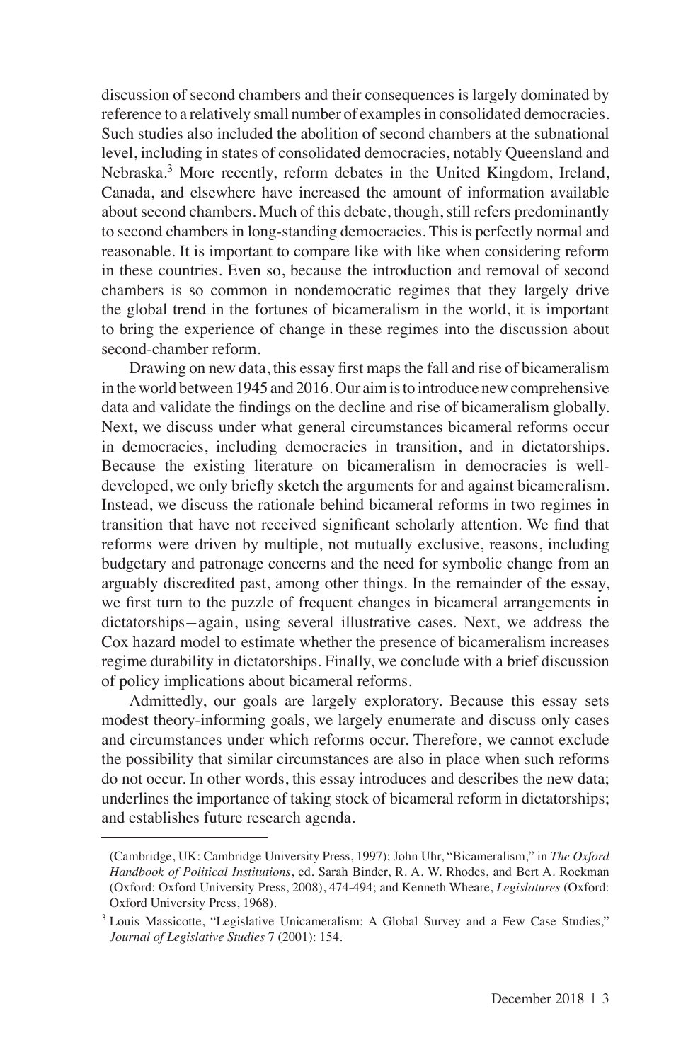discussion of second chambers and their consequences is largely dominated by reference to a relatively small number of examples in consolidated democracies. Such studies also included the abolition of second chambers at the subnational level, including in states of consolidated democracies, notably Queensland and Nebraska.[3] More recently, reform debates in the United Kingdom, Ireland, Canada, and elsewhere have increased the amount of information available about second chambers. Much of this debate, though, still refers predominantly to second chambers in long-standing democracies. This is perfectly normal and reasonable. It is important to compare like with like when considering reform in these countries. Even so, because the introduction and removal of second chambers is so common in nondemocratic regimes that they largely drive the global trend in the fortunes of bicameralism in the world, it is important to bring the experience of change in these regimes into the discussion about second-chamber reform.

Drawing on new data, this essay first maps the fall and rise of bicameralism in the world between 1945 and 2016. Our aim is to introduce new comprehensive data and validate the findings on the decline and rise of bicameralism globally. Next, we discuss under what general circumstances bicameral reforms occur in democracies, including democracies in transition, and in dictatorships. Because the existing literature on bicameralism in democracies is well-developed, we only briefly sketch the arguments for and against bicameralism. Instead, we discuss the rationale behind bicameral reforms in two regimes in transition that have not received significant scholarly attention. We find that reforms were driven by multiple, not mutually exclusive, reasons, including budgetary and patronage concerns and the need for symbolic change from an arguably discredited past, among other things. In the remainder of the essay, we first turn to the puzzle of frequent changes in bicameral arrangements in dictatorships—again, using several illustrative cases. Next, we address the Cox hazard model to estimate whether the presence of bicameralism increases regime durability in dictatorships. Finally, we conclude with a brief discussion of policy implications about bicameral reforms.

Admittedly, our goals are largely exploratory. Because this essay sets modest theory-informing goals, we largely enumerate and discuss only cases and circumstances under which reforms occur. Therefore, we cannot exclude the possibility that similar circumstances are also in place when such reforms do not occur. In other words, this essay introduces and describes the new data; underlines the importance of taking stock of bicameral reform in dictatorships; and establishes future research agenda.

---

(Cambridge, UK: Cambridge University Press, 1997); John Uhr, "Bicameralism," in *The Oxford Handbook of Political Institutions*, ed. Sarah Binder, R. A. W. Rhodes, and Bert A. Rockman (Oxford: Oxford University Press, 2008), 474-494; and Kenneth Wheare, *Legislatures* (Oxford: Oxford University Press, 1968).

[3] Louis Massicotte, "Legislative Unicameralism: A Global Survey and a Few Case Studies," *Journal of Legislative Studies* 7 (2001): 154.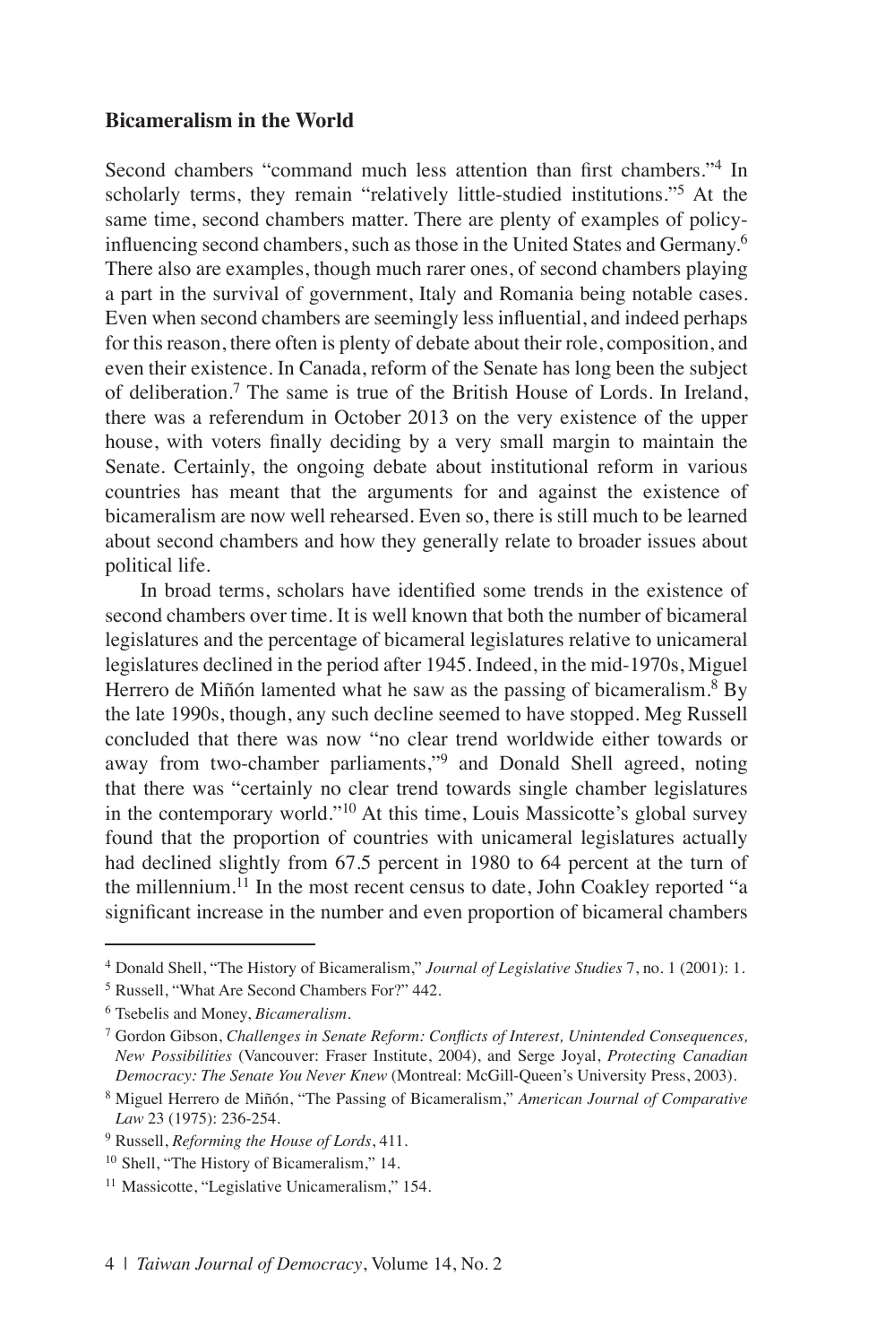### Bicameralism in the World

Second chambers "command much less attention than first chambers."[4] In scholarly terms, they remain "relatively little-studied institutions."[5] At the same time, second chambers matter. There are plenty of examples of policy-influencing second chambers, such as those in the United States and Germany.[6] There also are examples, though much rarer ones, of second chambers playing a part in the survival of government, Italy and Romania being notable cases. Even when second chambers are seemingly less influential, and indeed perhaps for this reason, there often is plenty of debate about their role, composition, and even their existence. In Canada, reform of the Senate has long been the subject of deliberation.[7] The same is true of the British House of Lords. In Ireland, there was a referendum in October 2013 on the very existence of the upper house, with voters finally deciding by a very small margin to maintain the Senate. Certainly, the ongoing debate about institutional reform in various countries has meant that the arguments for and against the existence of bicameralism are now well rehearsed. Even so, there is still much to be learned about second chambers and how they generally relate to broader issues about political life.

In broad terms, scholars have identified some trends in the existence of second chambers over time. It is well known that both the number of bicameral legislatures and the percentage of bicameral legislatures relative to unicameral legislatures declined in the period after 1945. Indeed, in the mid-1970s, Miguel Herrero de Miñón lamented what he saw as the passing of bicameralism.[8] By the late 1990s, though, any such decline seemed to have stopped. Meg Russell concluded that there was now "no clear trend worldwide either towards or away from two-chamber parliaments,"[9] and Donald Shell agreed, noting that there was "certainly no clear trend towards single chamber legislatures in the contemporary world."[10] At this time, Louis Massicotte's global survey found that the proportion of countries with unicameral legislatures actually had declined slightly from 67.5 percent in 1980 to 64 percent at the turn of the millennium.[11] In the most recent census to date, John Coakley reported "a significant increase in the number and even proportion of bicameral chambers

---

[4] Donald Shell, "The History of Bicameralism," *Journal of Legislative Studies* 7, no. 1 (2001): 1.

[5] Russell, "What Are Second Chambers For?" 442.

[6] Tsebelis and Money, *Bicameralism*.

[7] Gordon Gibson, *Challenges in Senate Reform: Conflicts of Interest, Unintended Consequences, New Possibilities* (Vancouver: Fraser Institute, 2004), and Serge Joyal, *Protecting Canadian Democracy: The Senate You Never Knew* (Montreal: McGill-Queen's University Press, 2003).

[8] Miguel Herrero de Miñón, "The Passing of Bicameralism," *American Journal of Comparative Law* 23 (1975): 236-254.

[9] Russell, *Reforming the House of Lords*, 411.

[10] Shell, "The History of Bicameralism," 14.

[11] Massicotte, "Legislative Unicameralism," 154.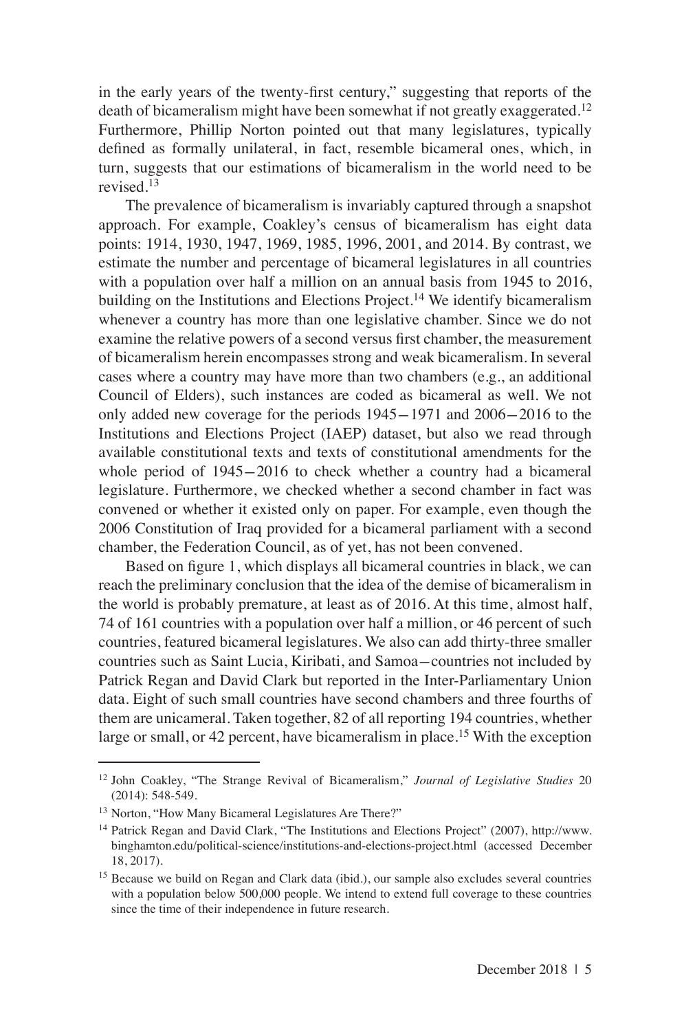in the early years of the twenty-first century," suggesting that reports of the death of bicameralism might have been somewhat if not greatly exaggerated.[12] Furthermore, Phillip Norton pointed out that many legislatures, typically defined as formally unilateral, in fact, resemble bicameral ones, which, in turn, suggests that our estimations of bicameralism in the world need to be revised.[13]

The prevalence of bicameralism is invariably captured through a snapshot approach. For example, Coakley's census of bicameralism has eight data points: 1914, 1930, 1947, 1969, 1985, 1996, 2001, and 2014. By contrast, we estimate the number and percentage of bicameral legislatures in all countries with a population over half a million on an annual basis from 1945 to 2016, building on the Institutions and Elections Project.[14] We identify bicameralism whenever a country has more than one legislative chamber. Since we do not examine the relative powers of a second versus first chamber, the measurement of bicameralism herein encompasses strong and weak bicameralism. In several cases where a country may have more than two chambers (e.g., an additional Council of Elders), such instances are coded as bicameral as well. We not only added new coverage for the periods 1945–1971 and 2006–2016 to the Institutions and Elections Project (IAEP) dataset, but also we read through available constitutional texts and texts of constitutional amendments for the whole period of 1945–2016 to check whether a country had a bicameral legislature. Furthermore, we checked whether a second chamber in fact was convened or whether it existed only on paper. For example, even though the 2006 Constitution of Iraq provided for a bicameral parliament with a second chamber, the Federation Council, as of yet, has not been convened.

Based on figure 1, which displays all bicameral countries in black, we can reach the preliminary conclusion that the idea of the demise of bicameralism in the world is probably premature, at least as of 2016. At this time, almost half, 74 of 161 countries with a population over half a million, or 46 percent of such countries, featured bicameral legislatures. We also can add thirty-three smaller countries such as Saint Lucia, Kiribati, and Samoa—countries not included by Patrick Regan and David Clark but reported in the Inter-Parliamentary Union data. Eight of such small countries have second chambers and three fourths of them are unicameral. Taken together, 82 of all reporting 194 countries, whether large or small, or 42 percent, have bicameralism in place.[15] With the exception

---

[12] John Coakley, "The Strange Revival of Bicameralism," *Journal of Legislative Studies* 20 (2014): 548-549.

[13] Norton, "How Many Bicameral Legislatures Are There?"

[14] Patrick Regan and David Clark, "The Institutions and Elections Project" (2007), http://www.binghamton.edu/political-science/institutions-and-elections-project.html (accessed December 18, 2017).

[15] Because we build on Regan and Clark data (ibid.), our sample also excludes several countries with a population below 500,000 people. We intend to extend full coverage to these countries since the time of their independence in future research.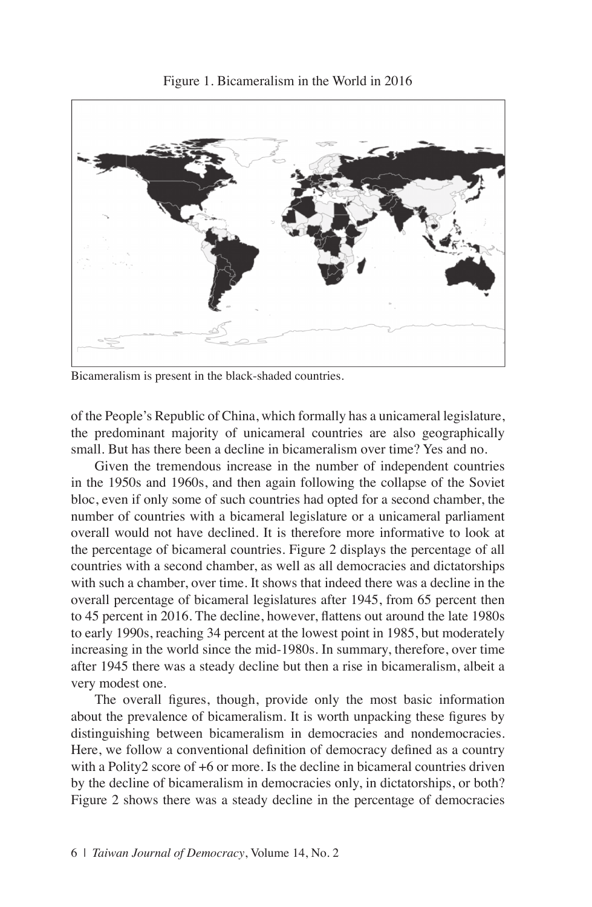Figure 1. Bicameralism in the World in 2016

Bicameralism is present in the black-shaded countries.

of the People's Republic of China, which formally has a unicameral legislature, the predominant majority of unicameral countries are also geographically small. But has there been a decline in bicameralism over time? Yes and no.

Given the tremendous increase in the number of independent countries in the 1950s and 1960s, and then again following the collapse of the Soviet bloc, even if only some of such countries had opted for a second chamber, the number of countries with a bicameral legislature or a unicameral parliament overall would not have declined. It is therefore more informative to look at the percentage of bicameral countries. Figure 2 displays the percentage of all countries with a second chamber, as well as all democracies and dictatorships with such a chamber, over time. It shows that indeed there was a decline in the overall percentage of bicameral legislatures after 1945, from 65 percent then to 45 percent in 2016. The decline, however, flattens out around the late 1980s to early 1990s, reaching 34 percent at the lowest point in 1985, but moderately increasing in the world since the mid-1980s. In summary, therefore, over time after 1945 there was a steady decline but then a rise in bicameralism, albeit a very modest one.

The overall figures, though, provide only the most basic information about the prevalence of bicameralism. It is worth unpacking these figures by distinguishing between bicameralism in democracies and nondemocracies. Here, we follow a conventional definition of democracy defined as a country with a Polity2 score of +6 or more. Is the decline in bicameral countries driven by the decline of bicameralism in democracies only, in dictatorships, or both? Figure 2 shows there was a steady decline in the percentage of democracies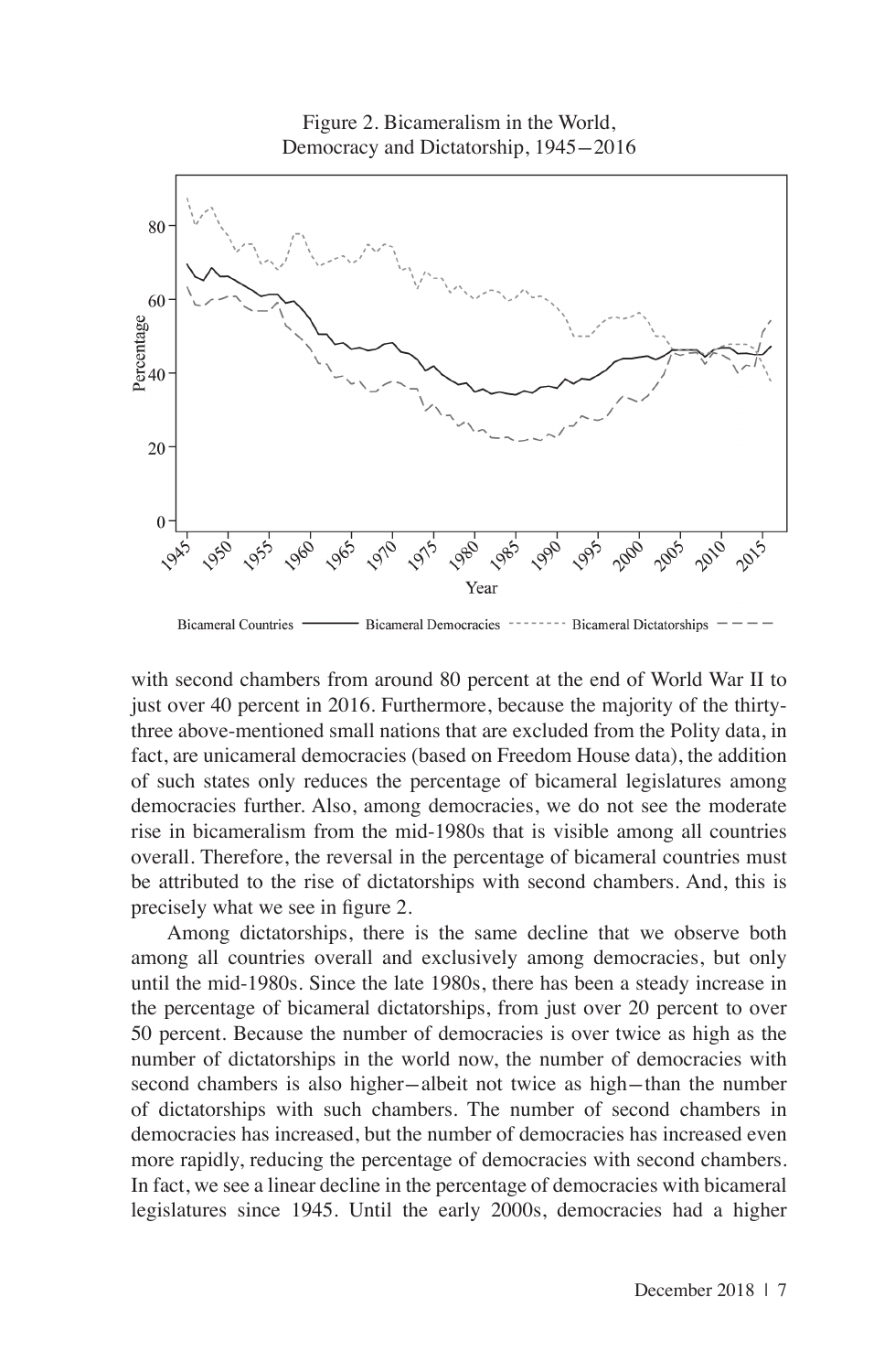Figure 2. Bicameralism in the World, Democracy and Dictatorship, 1945–2016

with second chambers from around 80 percent at the end of World War II to just over 40 percent in 2016. Furthermore, because the majority of the thirty-three above-mentioned small nations that are excluded from the Polity data, in fact, are unicameral democracies (based on Freedom House data), the addition of such states only reduces the percentage of bicameral legislatures among democracies further. Also, among democracies, we do not see the moderate rise in bicameralism from the mid-1980s that is visible among all countries overall. Therefore, the reversal in the percentage of bicameral countries must be attributed to the rise of dictatorships with second chambers. And, this is precisely what we see in figure 2.

Among dictatorships, there is the same decline that we observe both among all countries overall and exclusively among democracies, but only until the mid-1980s. Since the late 1980s, there has been a steady increase in the percentage of bicameral dictatorships, from just over 20 percent to over 50 percent. Because the number of democracies is over twice as high as the number of dictatorships in the world now, the number of democracies with second chambers is also higher—albeit not twice as high—than the number of dictatorships with such chambers. The number of second chambers in democracies has increased, but the number of democracies has increased even more rapidly, reducing the percentage of democracies with second chambers. In fact, we see a linear decline in the percentage of democracies with bicameral legislatures since 1945. Until the early 2000s, democracies had a higher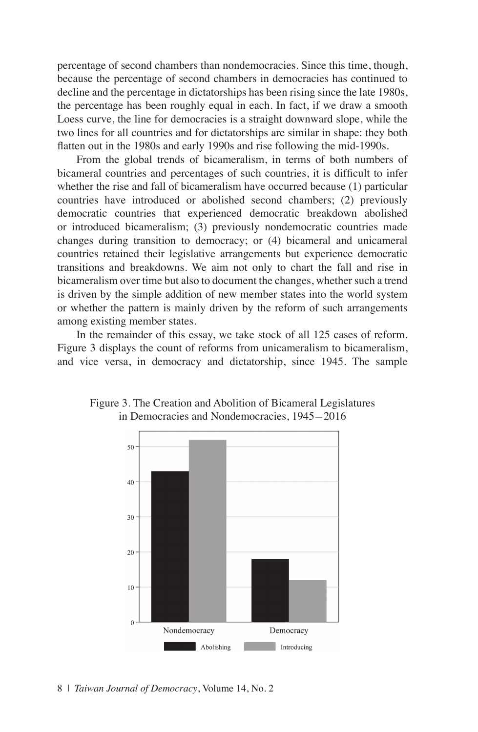percentage of second chambers than nondemocracies. Since this time, though, because the percentage of second chambers in democracies has continued to decline and the percentage in dictatorships has been rising since the late 1980s, the percentage has been roughly equal in each. In fact, if we draw a smooth Loess curve, the line for democracies is a straight downward slope, while the two lines for all countries and for dictatorships are similar in shape: they both flatten out in the 1980s and early 1990s and rise following the mid-1990s.

From the global trends of bicameralism, in terms of both numbers of bicameral countries and percentages of such countries, it is difficult to infer whether the rise and fall of bicameralism have occurred because (1) particular countries have introduced or abolished second chambers; (2) previously democratic countries that experienced democratic breakdown abolished or introduced bicameralism; (3) previously nondemocratic countries made changes during transition to democracy; or (4) bicameral and unicameral countries retained their legislative arrangements but experience democratic transitions and breakdowns. We aim not only to chart the fall and rise in bicameralism over time but also to document the changes, whether such a trend is driven by the simple addition of new member states into the world system or whether the pattern is mainly driven by the reform of such arrangements among existing member states.

In the remainder of this essay, we take stock of all 125 cases of reform. Figure 3 displays the count of reforms from unicameralism to bicameralism, and vice versa, in democracy and dictatorship, since 1945. The sample

Figure 3. The Creation and Abolition of Bicameral Legislatures in Democracies and Nondemocracies, 1945−2016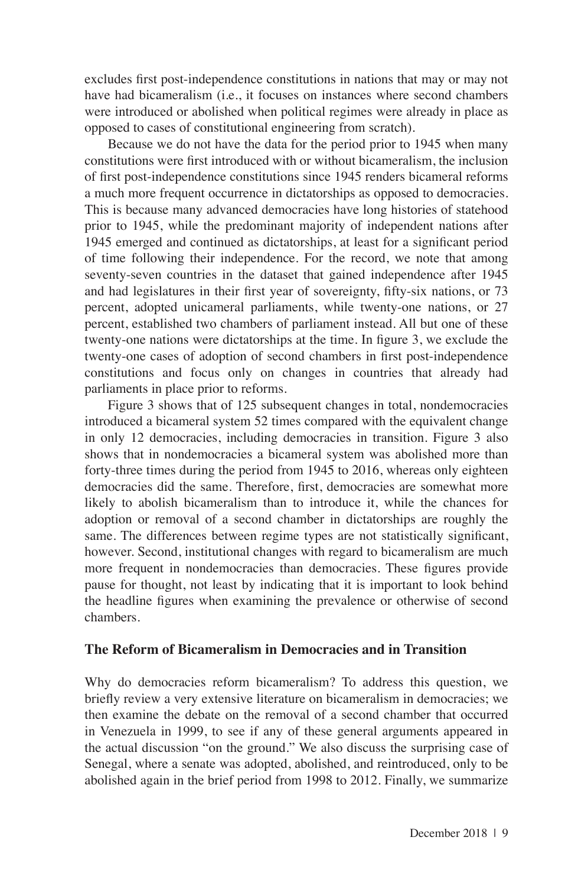excludes first post-independence constitutions in nations that may or may not have had bicameralism (i.e., it focuses on instances where second chambers were introduced or abolished when political regimes were already in place as opposed to cases of constitutional engineering from scratch).

Because we do not have the data for the period prior to 1945 when many constitutions were first introduced with or without bicameralism, the inclusion of first post-independence constitutions since 1945 renders bicameral reforms a much more frequent occurrence in dictatorships as opposed to democracies. This is because many advanced democracies have long histories of statehood prior to 1945, while the predominant majority of independent nations after 1945 emerged and continued as dictatorships, at least for a significant period of time following their independence. For the record, we note that among seventy-seven countries in the dataset that gained independence after 1945 and had legislatures in their first year of sovereignty, fifty-six nations, or 73 percent, adopted unicameral parliaments, while twenty-one nations, or 27 percent, established two chambers of parliament instead. All but one of these twenty-one nations were dictatorships at the time. In figure 3, we exclude the twenty-one cases of adoption of second chambers in first post-independence constitutions and focus only on changes in countries that already had parliaments in place prior to reforms.

Figure 3 shows that of 125 subsequent changes in total, nondemocracies introduced a bicameral system 52 times compared with the equivalent change in only 12 democracies, including democracies in transition. Figure 3 also shows that in nondemocracies a bicameral system was abolished more than forty-three times during the period from 1945 to 2016, whereas only eighteen democracies did the same. Therefore, first, democracies are somewhat more likely to abolish bicameralism than to introduce it, while the chances for adoption or removal of a second chamber in dictatorships are roughly the same. The differences between regime types are not statistically significant, however. Second, institutional changes with regard to bicameralism are much more frequent in nondemocracies than democracies. These figures provide pause for thought, not least by indicating that it is important to look behind the headline figures when examining the prevalence or otherwise of second chambers.

## The Reform of Bicameralism in Democracies and in Transition

Why do democracies reform bicameralism? To address this question, we briefly review a very extensive literature on bicameralism in democracies; we then examine the debate on the removal of a second chamber that occurred in Venezuela in 1999, to see if any of these general arguments appeared in the actual discussion "on the ground." We also discuss the surprising case of Senegal, where a senate was adopted, abolished, and reintroduced, only to be abolished again in the brief period from 1998 to 2012. Finally, we summarize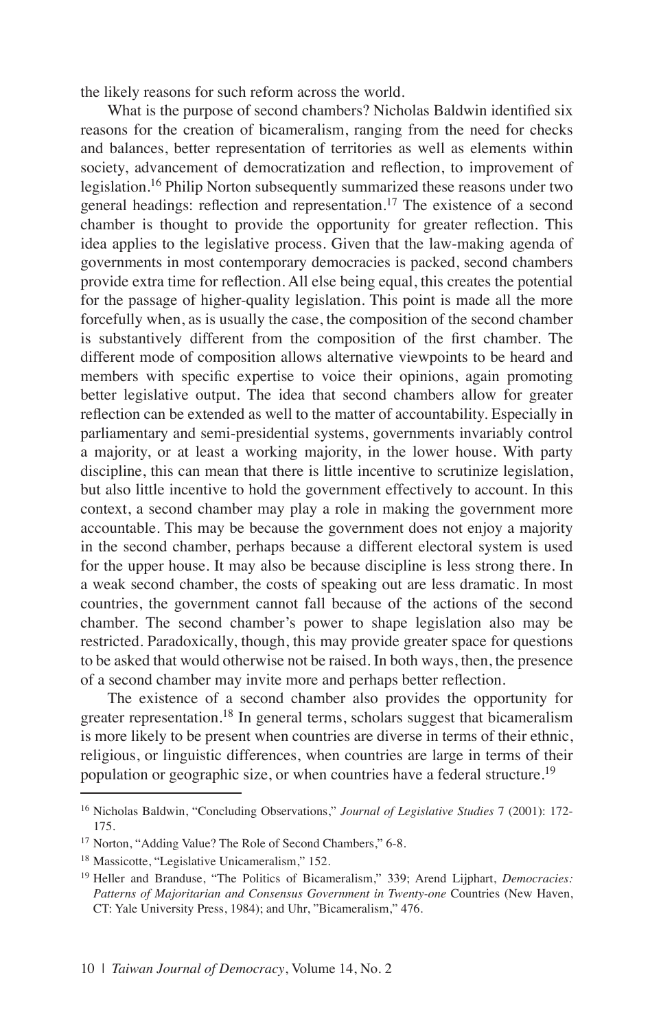the likely reasons for such reform across the world.

What is the purpose of second chambers? Nicholas Baldwin identified six reasons for the creation of bicameralism, ranging from the need for checks and balances, better representation of territories as well as elements within society, advancement of democratization and reflection, to improvement of legislation.[16] Philip Norton subsequently summarized these reasons under two general headings: reflection and representation.[17] The existence of a second chamber is thought to provide the opportunity for greater reflection. This idea applies to the legislative process. Given that the law-making agenda of governments in most contemporary democracies is packed, second chambers provide extra time for reflection. All else being equal, this creates the potential for the passage of higher-quality legislation. This point is made all the more forcefully when, as is usually the case, the composition of the second chamber is substantively different from the composition of the first chamber. The different mode of composition allows alternative viewpoints to be heard and members with specific expertise to voice their opinions, again promoting better legislative output. The idea that second chambers allow for greater reflection can be extended as well to the matter of accountability. Especially in parliamentary and semi-presidential systems, governments invariably control a majority, or at least a working majority, in the lower house. With party discipline, this can mean that there is little incentive to scrutinize legislation, but also little incentive to hold the government effectively to account. In this context, a second chamber may play a role in making the government more accountable. This may be because the government does not enjoy a majority in the second chamber, perhaps because a different electoral system is used for the upper house. It may also be because discipline is less strong there. In a weak second chamber, the costs of speaking out are less dramatic. In most countries, the government cannot fall because of the actions of the second chamber. The second chamber's power to shape legislation also may be restricted. Paradoxically, though, this may provide greater space for questions to be asked that would otherwise not be raised. In both ways, then, the presence of a second chamber may invite more and perhaps better reflection.

The existence of a second chamber also provides the opportunity for greater representation.[18] In general terms, scholars suggest that bicameralism is more likely to be present when countries are diverse in terms of their ethnic, religious, or linguistic differences, when countries are large in terms of their population or geographic size, or when countries have a federal structure.[19]

---

[16] Nicholas Baldwin, "Concluding Observations," *Journal of Legislative Studies* 7 (2001): 172-175.

[17] Norton, "Adding Value? The Role of Second Chambers," 6-8.

[18] Massicotte, "Legislative Unicameralism," 152.

[19] Heller and Branduse, "The Politics of Bicameralism," 339; Arend Lijphart, *Democracies: Patterns of Majoritarian and Consensus Government in Twenty-one* Countries (New Haven, CT: Yale University Press, 1984); and Uhr, "Bicameralism," 476.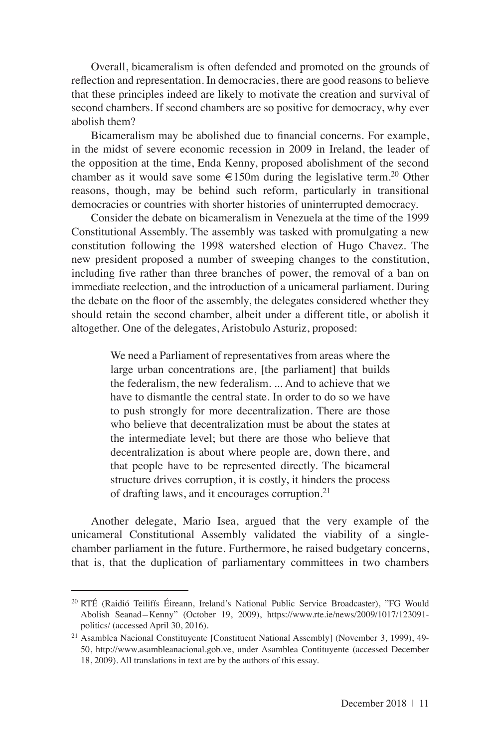Overall, bicameralism is often defended and promoted on the grounds of reflection and representation. In democracies, there are good reasons to believe that these principles indeed are likely to motivate the creation and survival of second chambers. If second chambers are so positive for democracy, why ever abolish them?

Bicameralism may be abolished due to financial concerns. For example, in the midst of severe economic recession in 2009 in Ireland, the leader of the opposition at the time, Enda Kenny, proposed abolishment of the second chamber as it would save some €150m during the legislative term.[20] Other reasons, though, may be behind such reform, particularly in transitional democracies or countries with shorter histories of uninterrupted democracy.

Consider the debate on bicameralism in Venezuela at the time of the 1999 Constitutional Assembly. The assembly was tasked with promulgating a new constitution following the 1998 watershed election of Hugo Chavez. The new president proposed a number of sweeping changes to the constitution, including five rather than three branches of power, the removal of a ban on immediate reelection, and the introduction of a unicameral parliament. During the debate on the floor of the assembly, the delegates considered whether they should retain the second chamber, albeit under a different title, or abolish it altogether. One of the delegates, Aristobulo Asturiz, proposed:

> We need a Parliament of representatives from areas where the large urban concentrations are, [the parliament] that builds the federalism, the new federalism. ... And to achieve that we have to dismantle the central state. In order to do so we have to push strongly for more decentralization. There are those who believe that decentralization must be about the states at the intermediate level; but there are those who believe that decentralization is about where people are, down there, and that people have to be represented directly. The bicameral structure drives corruption, it is costly, it hinders the process of drafting laws, and it encourages corruption.[21]

Another delegate, Mario Isea, argued that the very example of the unicameral Constitutional Assembly validated the viability of a single-chamber parliament in the future. Furthermore, he raised budgetary concerns, that is, that the duplication of parliamentary committees in two chambers

---

[20] RTÉ (Raidió Teilifís Éireann, Ireland's National Public Service Broadcaster), "FG Would Abolish Seanad—Kenny" (October 19, 2009), https://www.rte.ie/news/2009/1017/123091-politics/ (accessed April 30, 2016).

[21] Asamblea Nacional Constituyente [Constituent National Assembly] (November 3, 1999), 49-50, http://www.asambleanacional.gob.ve, under Asamblea Contituyente (accessed December 18, 2009). All translations in text are by the authors of this essay.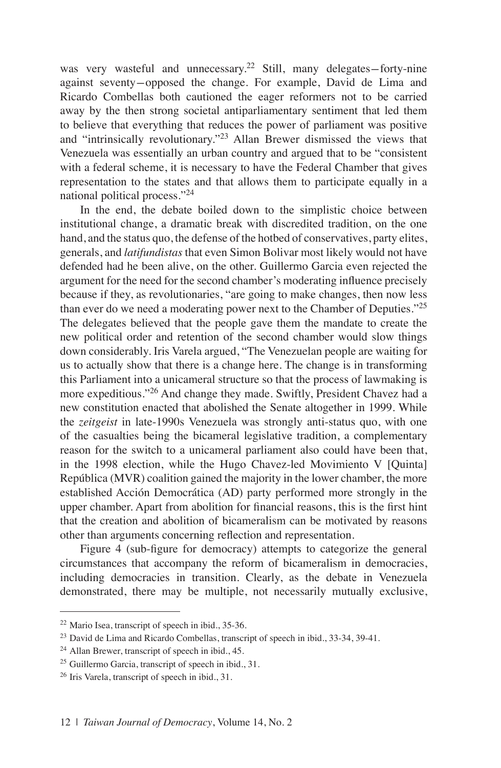was very wasteful and unnecessary.[22] Still, many delegates—forty-nine against seventy—opposed the change. For example, David de Lima and Ricardo Combellas both cautioned the eager reformers not to be carried away by the then strong societal antiparliamentary sentiment that led them to believe that everything that reduces the power of parliament was positive and "intrinsically revolutionary."[23] Allan Brewer dismissed the views that Venezuela was essentially an urban country and argued that to be "consistent with a federal scheme, it is necessary to have the Federal Chamber that gives representation to the states and that allows them to participate equally in a national political process."[24]

In the end, the debate boiled down to the simplistic choice between institutional change, a dramatic break with discredited tradition, on the one hand, and the status quo, the defense of the hotbed of conservatives, party elites, generals, and *latifundistas* that even Simon Bolivar most likely would not have defended had he been alive, on the other. Guillermo Garcia even rejected the argument for the need for the second chamber's moderating influence precisely because if they, as revolutionaries, "are going to make changes, then now less than ever do we need a moderating power next to the Chamber of Deputies."[25] The delegates believed that the people gave them the mandate to create the new political order and retention of the second chamber would slow things down considerably. Iris Varela argued, "The Venezuelan people are waiting for us to actually show that there is a change here. The change is in transforming this Parliament into a unicameral structure so that the process of lawmaking is more expeditious."[26] And change they made. Swiftly, President Chavez had a new constitution enacted that abolished the Senate altogether in 1999. While the *zeitgeist* in late-1990s Venezuela was strongly anti-status quo, with one of the casualties being the bicameral legislative tradition, a complementary reason for the switch to a unicameral parliament also could have been that, in the 1998 election, while the Hugo Chavez-led Movimiento V [Quinta] República (MVR) coalition gained the majority in the lower chamber, the more established Acción Democrática (AD) party performed more strongly in the upper chamber. Apart from abolition for financial reasons, this is the first hint that the creation and abolition of bicameralism can be motivated by reasons other than arguments concerning reflection and representation.

Figure 4 (sub-figure for democracy) attempts to categorize the general circumstances that accompany the reform of bicameralism in democracies, including democracies in transition. Clearly, as the debate in Venezuela demonstrated, there may be multiple, not necessarily mutually exclusive,

---

[22] Mario Isea, transcript of speech in ibid., 35-36.

[23] David de Lima and Ricardo Combellas, transcript of speech in ibid., 33-34, 39-41.

[24] Allan Brewer, transcript of speech in ibid., 45.

[25] Guillermo Garcia, transcript of speech in ibid., 31.

[26] Iris Varela, transcript of speech in ibid., 31.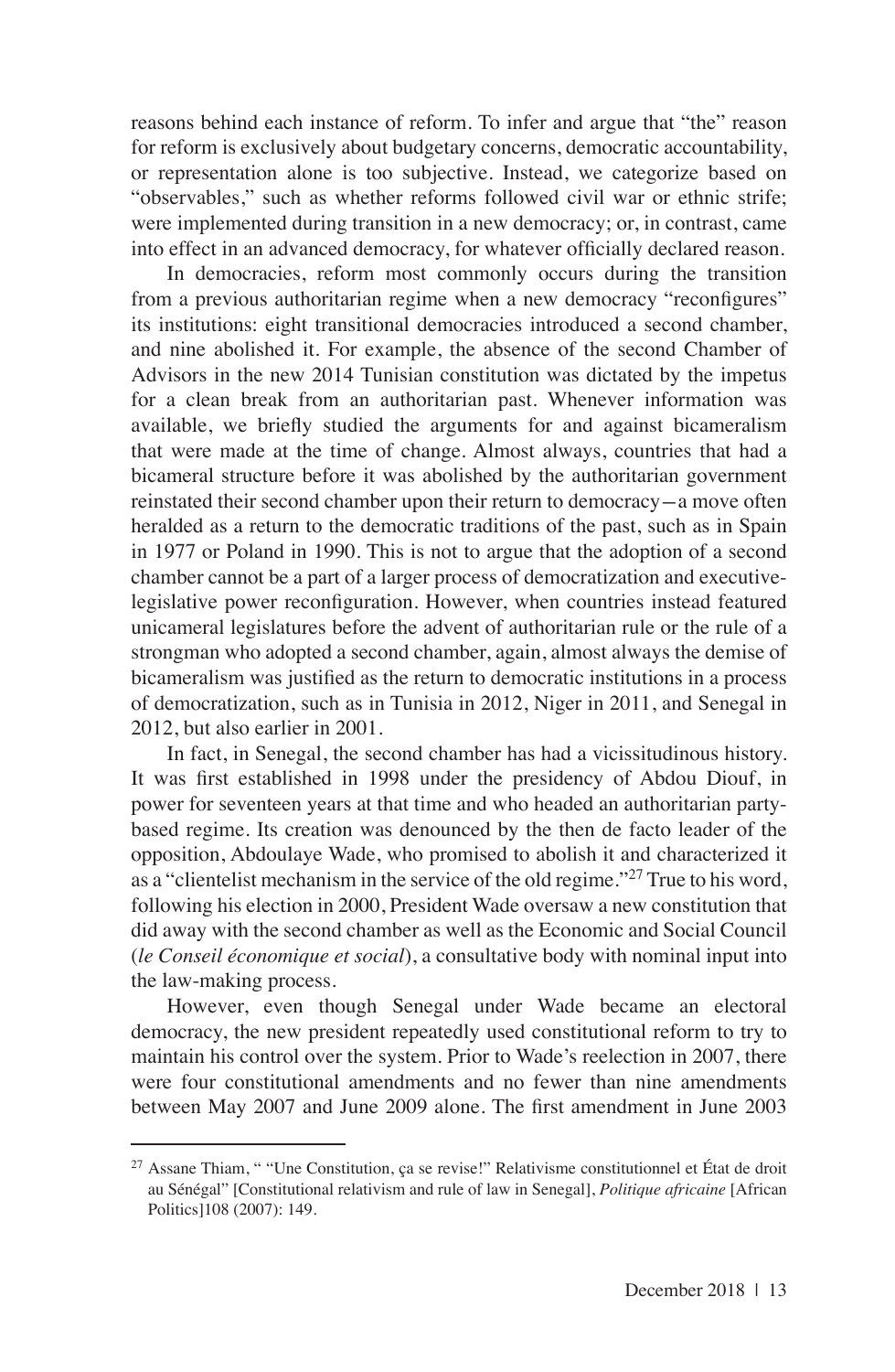reasons behind each instance of reform. To infer and argue that "the" reason for reform is exclusively about budgetary concerns, democratic accountability, or representation alone is too subjective. Instead, we categorize based on "observables," such as whether reforms followed civil war or ethnic strife; were implemented during transition in a new democracy; or, in contrast, came into effect in an advanced democracy, for whatever officially declared reason.

In democracies, reform most commonly occurs during the transition from a previous authoritarian regime when a new democracy "reconfigures" its institutions: eight transitional democracies introduced a second chamber, and nine abolished it. For example, the absence of the second Chamber of Advisors in the new 2014 Tunisian constitution was dictated by the impetus for a clean break from an authoritarian past. Whenever information was available, we briefly studied the arguments for and against bicameralism that were made at the time of change. Almost always, countries that had a bicameral structure before it was abolished by the authoritarian government reinstated their second chamber upon their return to democracy—a move often heralded as a return to the democratic traditions of the past, such as in Spain in 1977 or Poland in 1990. This is not to argue that the adoption of a second chamber cannot be a part of a larger process of democratization and executive-legislative power reconfiguration. However, when countries instead featured unicameral legislatures before the advent of authoritarian rule or the rule of a strongman who adopted a second chamber, again, almost always the demise of bicameralism was justified as the return to democratic institutions in a process of democratization, such as in Tunisia in 2012, Niger in 2011, and Senegal in 2012, but also earlier in 2001.

In fact, in Senegal, the second chamber has had a vicissitudinous history. It was first established in 1998 under the presidency of Abdou Diouf, in power for seventeen years at that time and who headed an authoritarian party-based regime. Its creation was denounced by the then de facto leader of the opposition, Abdoulaye Wade, who promised to abolish it and characterized it as a "clientelist mechanism in the service of the old regime."[27] True to his word, following his election in 2000, President Wade oversaw a new constitution that did away with the second chamber as well as the Economic and Social Council (*le Conseil économique et social*), a consultative body with nominal input into the law-making process.

However, even though Senegal under Wade became an electoral democracy, the new president repeatedly used constitutional reform to try to maintain his control over the system. Prior to Wade's reelection in 2007, there were four constitutional amendments and no fewer than nine amendments between May 2007 and June 2009 alone. The first amendment in June 2003

---

[27] Assane Thiam, " "Une Constitution, ça se revise!" Relativisme constitutionnel et État de droit au Sénégal" [Constitutional relativism and rule of law in Senegal], *Politique africaine* [African Politics]108 (2007): 149.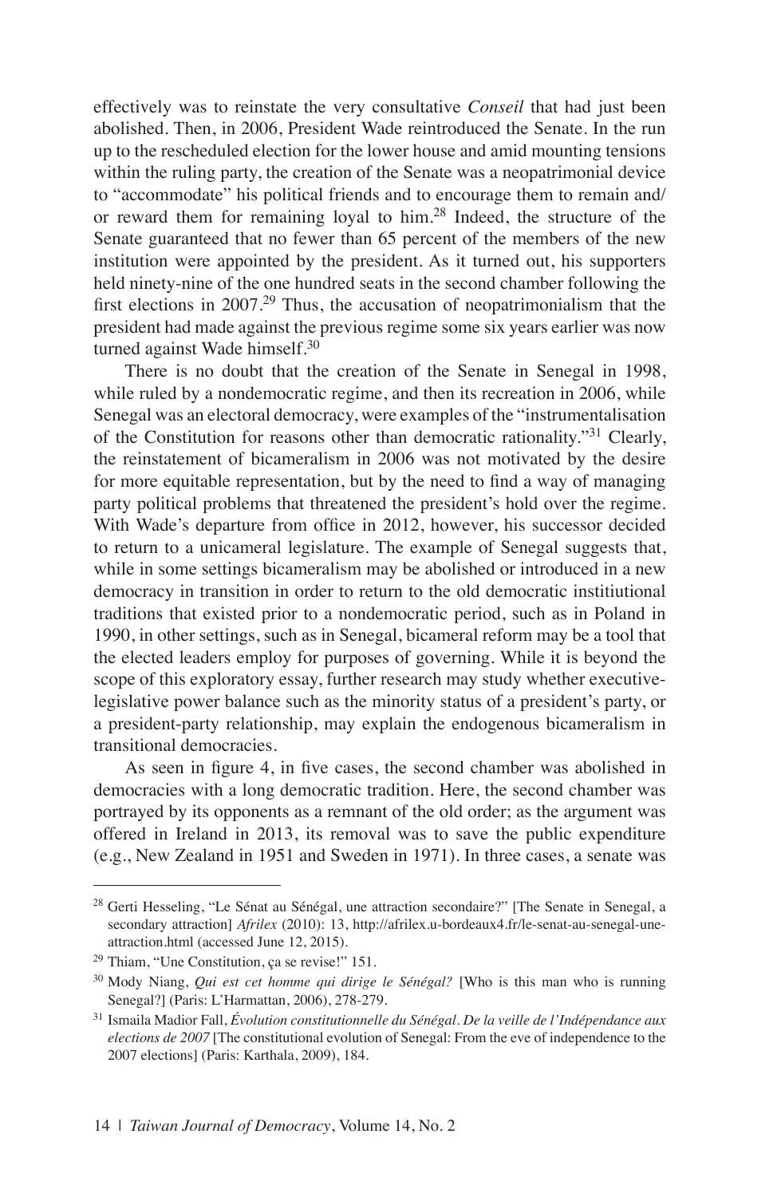effectively was to reinstate the very consultative *Conseil* that had just been abolished. Then, in 2006, President Wade reintroduced the Senate. In the run up to the rescheduled election for the lower house and amid mounting tensions within the ruling party, the creation of the Senate was a neopatrimonial device to "accommodate" his political friends and to encourage them to remain and/ or reward them for remaining loyal to him.[28] Indeed, the structure of the Senate guaranteed that no fewer than 65 percent of the members of the new institution were appointed by the president. As it turned out, his supporters held ninety-nine of the one hundred seats in the second chamber following the first elections in 2007.[29] Thus, the accusation of neopatrimonialism that the president had made against the previous regime some six years earlier was now turned against Wade himself.[30]

There is no doubt that the creation of the Senate in Senegal in 1998, while ruled by a nondemocratic regime, and then its recreation in 2006, while Senegal was an electoral democracy, were examples of the "instrumentalisation of the Constitution for reasons other than democratic rationality."[31] Clearly, the reinstatement of bicameralism in 2006 was not motivated by the desire for more equitable representation, but by the need to find a way of managing party political problems that threatened the president's hold over the regime. With Wade's departure from office in 2012, however, his successor decided to return to a unicameral legislature. The example of Senegal suggests that, while in some settings bicameralism may be abolished or introduced in a new democracy in transition in order to return to the old democratic institiutional traditions that existed prior to a nondemocratic period, such as in Poland in 1990, in other settings, such as in Senegal, bicameral reform may be a tool that the elected leaders employ for purposes of governing. While it is beyond the scope of this exploratory essay, further research may study whether executive-legislative power balance such as the minority status of a president's party, or a president-party relationship, may explain the endogenous bicameralism in transitional democracies.

As seen in figure 4, in five cases, the second chamber was abolished in democracies with a long democratic tradition. Here, the second chamber was portrayed by its opponents as a remnant of the old order; as the argument was offered in Ireland in 2013, its removal was to save the public expenditure (e.g., New Zealand in 1951 and Sweden in 1971). In three cases, a senate was

---

[28] Gerti Hesseling, "Le Sénat au Sénégal, une attraction secondaire?" [The Senate in Senegal, a secondary attraction] *Afrilex* (2010): 13, http://afrilex.u-bordeaux4.fr/le-senat-au-senegal-une-attraction.html (accessed June 12, 2015).

[29] Thiam, "Une Constitution, ça se revise!" 151.

[30] Mody Niang, *Qui est cet homme qui dirige le Sénégal?* [Who is this man who is running Senegal?] (Paris: L'Harmattan, 2006), 278-279.

[31] Ismaila Madior Fall, *Évolution constitutionnelle du Sénégal. De la veille de l'Indépendance aux elections de 2007* [The constitutional evolution of Senegal: From the eve of independence to the 2007 elections] (Paris: Karthala, 2009), 184.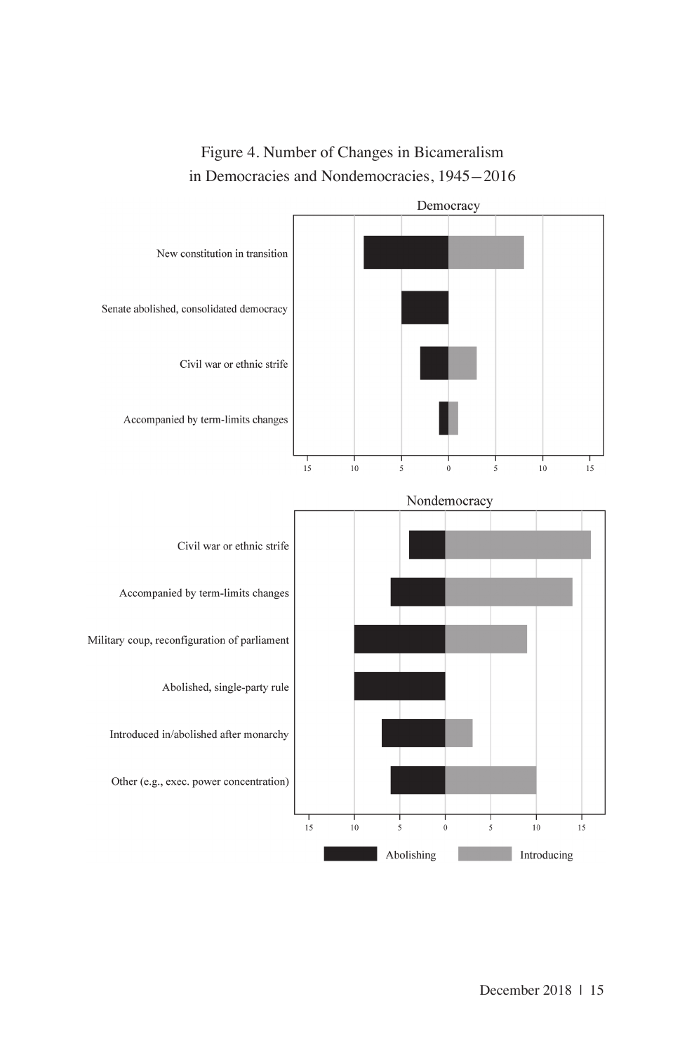Figure 4. Number of Changes in Bicameralism in Democracies and Nondemocracies, 1945–2016

Democracy

New constitution in transition

Senate abolished, consolidated democracy

Civil war or ethnic strife

Accompanied by term-limits changes

15 10 5 0 5 10 15

Nondemocracy

Civil war or ethnic strife

Accompanied by term-limits changes

Military coup, reconfiguration of parliament

Abolished, single-party rule

Introduced in/abolished after monarchy

Other (e.g., exec. power concentration)

15 10 5 0 5 10 15

Abolishing Introducing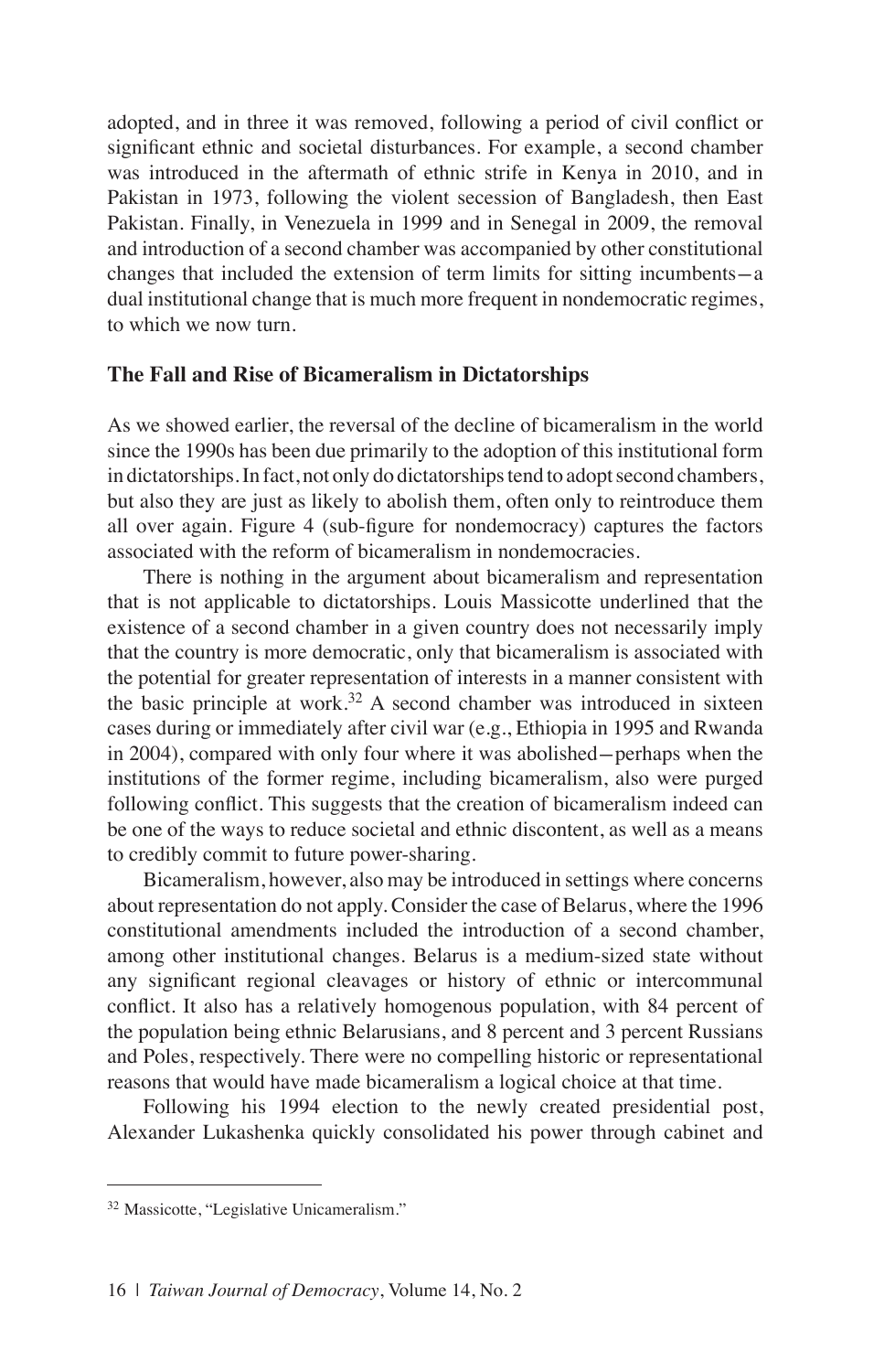adopted, and in three it was removed, following a period of civil conflict or significant ethnic and societal disturbances. For example, a second chamber was introduced in the aftermath of ethnic strife in Kenya in 2010, and in Pakistan in 1973, following the violent secession of Bangladesh, then East Pakistan. Finally, in Venezuela in 1999 and in Senegal in 2009, the removal and introduction of a second chamber was accompanied by other constitutional changes that included the extension of term limits for sitting incumbents—a dual institutional change that is much more frequent in nondemocratic regimes, to which we now turn.

## The Fall and Rise of Bicameralism in Dictatorships

As we showed earlier, the reversal of the decline of bicameralism in the world since the 1990s has been due primarily to the adoption of this institutional form in dictatorships. In fact, not only do dictatorships tend to adopt second chambers, but also they are just as likely to abolish them, often only to reintroduce them all over again. Figure 4 (sub-figure for nondemocracy) captures the factors associated with the reform of bicameralism in nondemocracies.

There is nothing in the argument about bicameralism and representation that is not applicable to dictatorships. Louis Massicotte underlined that the existence of a second chamber in a given country does not necessarily imply that the country is more democratic, only that bicameralism is associated with the potential for greater representation of interests in a manner consistent with the basic principle at work.[32] A second chamber was introduced in sixteen cases during or immediately after civil war (e.g., Ethiopia in 1995 and Rwanda in 2004), compared with only four where it was abolished—perhaps when the institutions of the former regime, including bicameralism, also were purged following conflict. This suggests that the creation of bicameralism indeed can be one of the ways to reduce societal and ethnic discontent, as well as a means to credibly commit to future power-sharing.

Bicameralism, however, also may be introduced in settings where concerns about representation do not apply. Consider the case of Belarus, where the 1996 constitutional amendments included the introduction of a second chamber, among other institutional changes. Belarus is a medium-sized state without any significant regional cleavages or history of ethnic or intercommunal conflict. It also has a relatively homogenous population, with 84 percent of the population being ethnic Belarusians, and 8 percent and 3 percent Russians and Poles, respectively. There were no compelling historic or representational reasons that would have made bicameralism a logical choice at that time.

Following his 1994 election to the newly created presidential post, Alexander Lukashenka quickly consolidated his power through cabinet and

---

[32] Massicotte, "Legislative Unicameralism."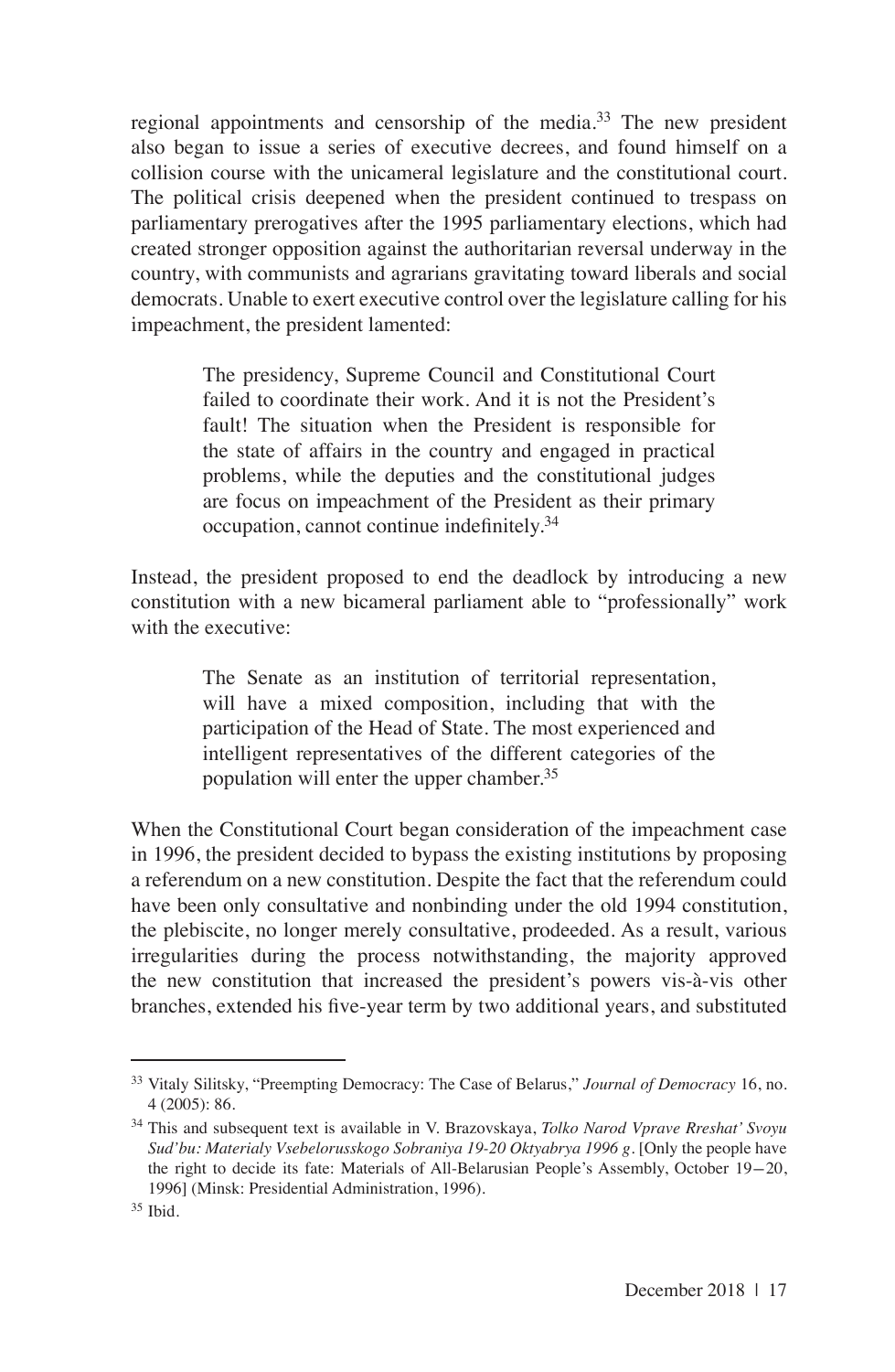regional appointments and censorship of the media.[33] The new president also began to issue a series of executive decrees, and found himself on a collision course with the unicameral legislature and the constitutional court. The political crisis deepened when the president continued to trespass on parliamentary prerogatives after the 1995 parliamentary elections, which had created stronger opposition against the authoritarian reversal underway in the country, with communists and agrarians gravitating toward liberals and social democrats. Unable to exert executive control over the legislature calling for his impeachment, the president lamented:

> The presidency, Supreme Council and Constitutional Court failed to coordinate their work. And it is not the President's fault! The situation when the President is responsible for the state of affairs in the country and engaged in practical problems, while the deputies and the constitutional judges are focus on impeachment of the President as their primary occupation, cannot continue indefinitely.[34]

Instead, the president proposed to end the deadlock by introducing a new constitution with a new bicameral parliament able to "professionally" work with the executive:

> The Senate as an institution of territorial representation, will have a mixed composition, including that with the participation of the Head of State. The most experienced and intelligent representatives of the different categories of the population will enter the upper chamber.[35]

When the Constitutional Court began consideration of the impeachment case in 1996, the president decided to bypass the existing institutions by proposing a referendum on a new constitution. Despite the fact that the referendum could have been only consultative and nonbinding under the old 1994 constitution, the plebiscite, no longer merely consultative, prodeeded. As a result, various irregularities during the process notwithstanding, the majority approved the new constitution that increased the president's powers vis-à-vis other branches, extended his five-year term by two additional years, and substituted

---

[33] Vitaly Silitsky, "Preempting Democracy: The Case of Belarus," *Journal of Democracy* 16, no. 4 (2005): 86.

[34] This and subsequent text is available in V. Brazovskaya, *Tolko Narod Vprave Rreshat' Svoyu Sud'bu: Materialy Vsebelorusskogo Sobraniya 19-20 Oktyabrya 1996 g*. [Only the people have the right to decide its fate: Materials of All-Belarusian People's Assembly, October 19—20, 1996] (Minsk: Presidential Administration, 1996).

[35] Ibid.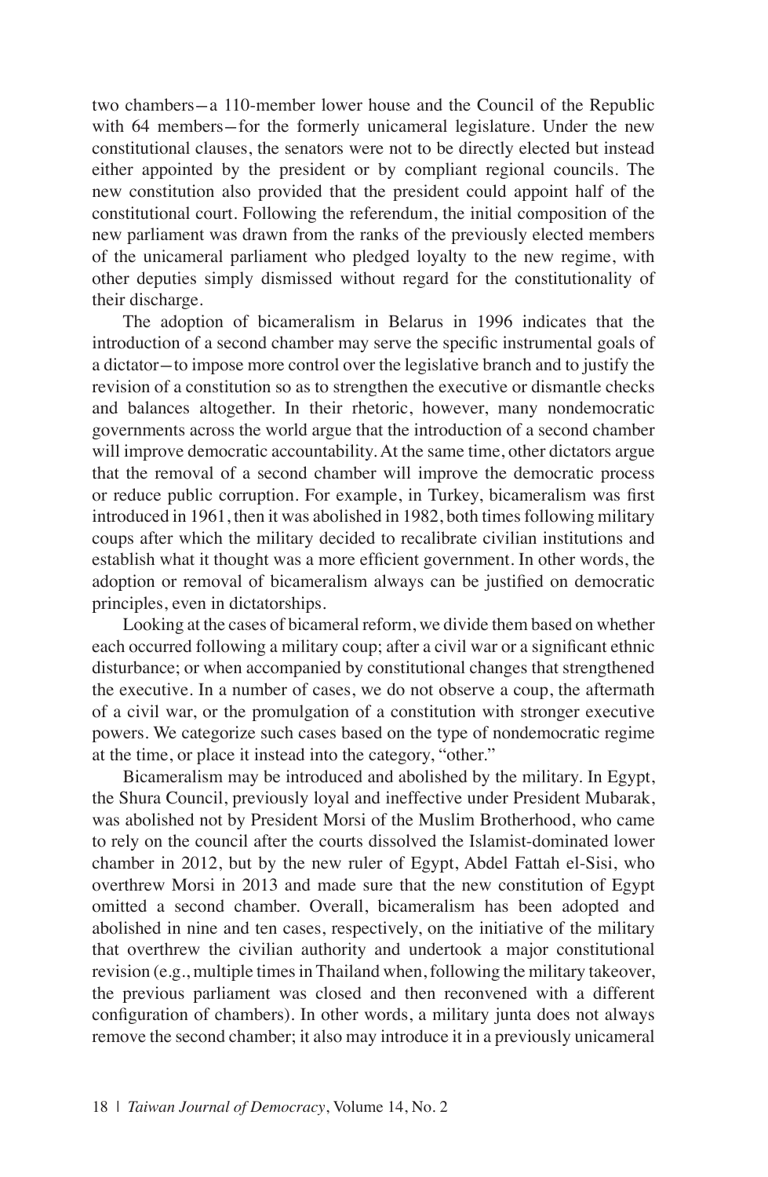two chambers—a 110-member lower house and the Council of the Republic with 64 members—for the formerly unicameral legislature. Under the new constitutional clauses, the senators were not to be directly elected but instead either appointed by the president or by compliant regional councils. The new constitution also provided that the president could appoint half of the constitutional court. Following the referendum, the initial composition of the new parliament was drawn from the ranks of the previously elected members of the unicameral parliament who pledged loyalty to the new regime, with other deputies simply dismissed without regard for the constitutionality of their discharge.

The adoption of bicameralism in Belarus in 1996 indicates that the introduction of a second chamber may serve the specific instrumental goals of a dictator—to impose more control over the legislative branch and to justify the revision of a constitution so as to strengthen the executive or dismantle checks and balances altogether. In their rhetoric, however, many nondemocratic governments across the world argue that the introduction of a second chamber will improve democratic accountability. At the same time, other dictators argue that the removal of a second chamber will improve the democratic process or reduce public corruption. For example, in Turkey, bicameralism was first introduced in 1961, then it was abolished in 1982, both times following military coups after which the military decided to recalibrate civilian institutions and establish what it thought was a more efficient government. In other words, the adoption or removal of bicameralism always can be justified on democratic principles, even in dictatorships.

Looking at the cases of bicameral reform, we divide them based on whether each occurred following a military coup; after a civil war or a significant ethnic disturbance; or when accompanied by constitutional changes that strengthened the executive. In a number of cases, we do not observe a coup, the aftermath of a civil war, or the promulgation of a constitution with stronger executive powers. We categorize such cases based on the type of nondemocratic regime at the time, or place it instead into the category, "other."

Bicameralism may be introduced and abolished by the military. In Egypt, the Shura Council, previously loyal and ineffective under President Mubarak, was abolished not by President Morsi of the Muslim Brotherhood, who came to rely on the council after the courts dissolved the Islamist-dominated lower chamber in 2012, but by the new ruler of Egypt, Abdel Fattah el-Sisi, who overthrew Morsi in 2013 and made sure that the new constitution of Egypt omitted a second chamber. Overall, bicameralism has been adopted and abolished in nine and ten cases, respectively, on the initiative of the military that overthrew the civilian authority and undertook a major constitutional revision (e.g., multiple times in Thailand when, following the military takeover, the previous parliament was closed and then reconvened with a different configuration of chambers). In other words, a military junta does not always remove the second chamber; it also may introduce it in a previously unicameral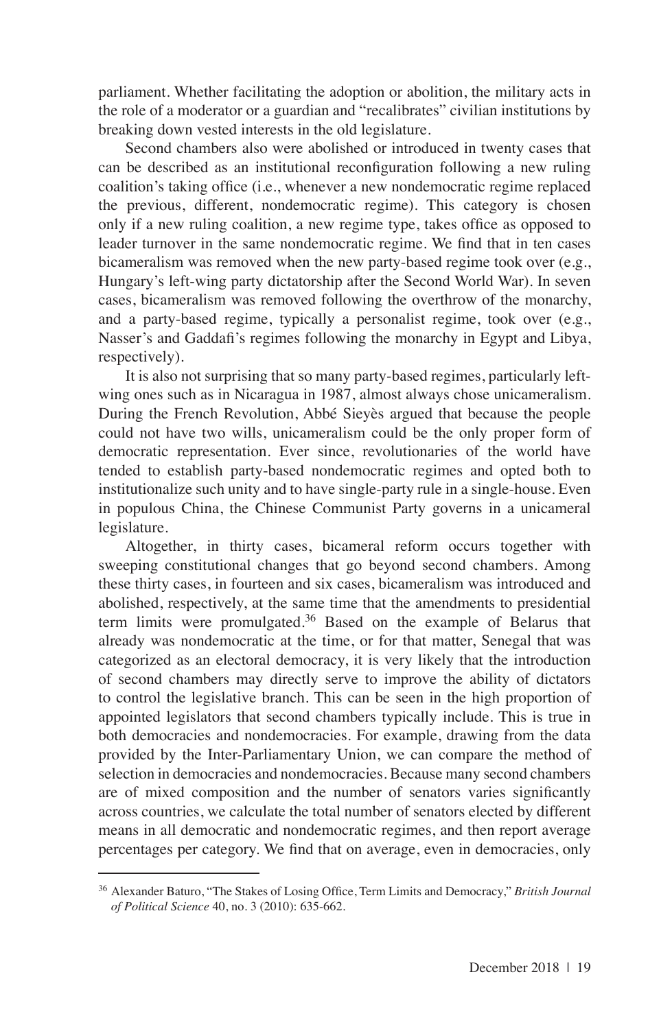parliament. Whether facilitating the adoption or abolition, the military acts in the role of a moderator or a guardian and "recalibrates" civilian institutions by breaking down vested interests in the old legislature.

Second chambers also were abolished or introduced in twenty cases that can be described as an institutional reconfiguration following a new ruling coalition's taking office (i.e., whenever a new nondemocratic regime replaced the previous, different, nondemocratic regime). This category is chosen only if a new ruling coalition, a new regime type, takes office as opposed to leader turnover in the same nondemocratic regime. We find that in ten cases bicameralism was removed when the new party-based regime took over (e.g., Hungary's left-wing party dictatorship after the Second World War). In seven cases, bicameralism was removed following the overthrow of the monarchy, and a party-based regime, typically a personalist regime, took over (e.g., Nasser's and Gaddafi's regimes following the monarchy in Egypt and Libya, respectively).

It is also not surprising that so many party-based regimes, particularly left-wing ones such as in Nicaragua in 1987, almost always chose unicameralism. During the French Revolution, Abbé Sieyès argued that because the people could not have two wills, unicameralism could be the only proper form of democratic representation. Ever since, revolutionaries of the world have tended to establish party-based nondemocratic regimes and opted both to institutionalize such unity and to have single-party rule in a single-house. Even in populous China, the Chinese Communist Party governs in a unicameral legislature.

Altogether, in thirty cases, bicameral reform occurs together with sweeping constitutional changes that go beyond second chambers. Among these thirty cases, in fourteen and six cases, bicameralism was introduced and abolished, respectively, at the same time that the amendments to presidential term limits were promulgated.[36] Based on the example of Belarus that already was nondemocratic at the time, or for that matter, Senegal that was categorized as an electoral democracy, it is very likely that the introduction of second chambers may directly serve to improve the ability of dictators to control the legislative branch. This can be seen in the high proportion of appointed legislators that second chambers typically include. This is true in both democracies and nondemocracies. For example, drawing from the data provided by the Inter-Parliamentary Union, we can compare the method of selection in democracies and nondemocracies. Because many second chambers are of mixed composition and the number of senators varies significantly across countries, we calculate the total number of senators elected by different means in all democratic and nondemocratic regimes, and then report average percentages per category. We find that on average, even in democracies, only

---

[36] Alexander Baturo, "The Stakes of Losing Office, Term Limits and Democracy," *British Journal of Political Science* 40, no. 3 (2010): 635-662.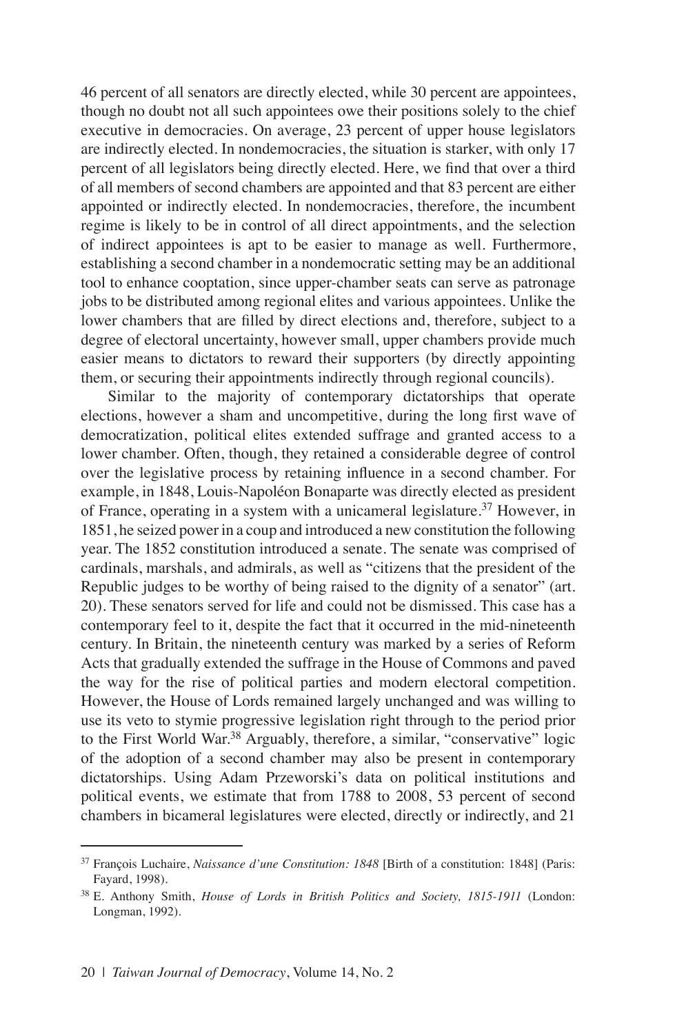46 percent of all senators are directly elected, while 30 percent are appointees, though no doubt not all such appointees owe their positions solely to the chief executive in democracies. On average, 23 percent of upper house legislators are indirectly elected. In nondemocracies, the situation is starker, with only 17 percent of all legislators being directly elected. Here, we find that over a third of all members of second chambers are appointed and that 83 percent are either appointed or indirectly elected. In nondemocracies, therefore, the incumbent regime is likely to be in control of all direct appointments, and the selection of indirect appointees is apt to be easier to manage as well. Furthermore, establishing a second chamber in a nondemocratic setting may be an additional tool to enhance cooptation, since upper-chamber seats can serve as patronage jobs to be distributed among regional elites and various appointees. Unlike the lower chambers that are filled by direct elections and, therefore, subject to a degree of electoral uncertainty, however small, upper chambers provide much easier means to dictators to reward their supporters (by directly appointing them, or securing their appointments indirectly through regional councils).

Similar to the majority of contemporary dictatorships that operate elections, however a sham and uncompetitive, during the long first wave of democratization, political elites extended suffrage and granted access to a lower chamber. Often, though, they retained a considerable degree of control over the legislative process by retaining influence in a second chamber. For example, in 1848, Louis-Napoléon Bonaparte was directly elected as president of France, operating in a system with a unicameral legislature.[37] However, in 1851, he seized power in a coup and introduced a new constitution the following year. The 1852 constitution introduced a senate. The senate was comprised of cardinals, marshals, and admirals, as well as "citizens that the president of the Republic judges to be worthy of being raised to the dignity of a senator" (art. 20). These senators served for life and could not be dismissed. This case has a contemporary feel to it, despite the fact that it occurred in the mid-nineteenth century. In Britain, the nineteenth century was marked by a series of Reform Acts that gradually extended the suffrage in the House of Commons and paved the way for the rise of political parties and modern electoral competition. However, the House of Lords remained largely unchanged and was willing to use its veto to stymie progressive legislation right through to the period prior to the First World War.[38] Arguably, therefore, a similar, "conservative" logic of the adoption of a second chamber may also be present in contemporary dictatorships. Using Adam Przeworski's data on political institutions and political events, we estimate that from 1788 to 2008, 53 percent of second chambers in bicameral legislatures were elected, directly or indirectly, and 21

---

[37] François Luchaire, *Naissance d'une Constitution: 1848* [Birth of a constitution: 1848] (Paris: Fayard, 1998).

[38] E. Anthony Smith, *House of Lords in British Politics and Society, 1815-1911* (London: Longman, 1992).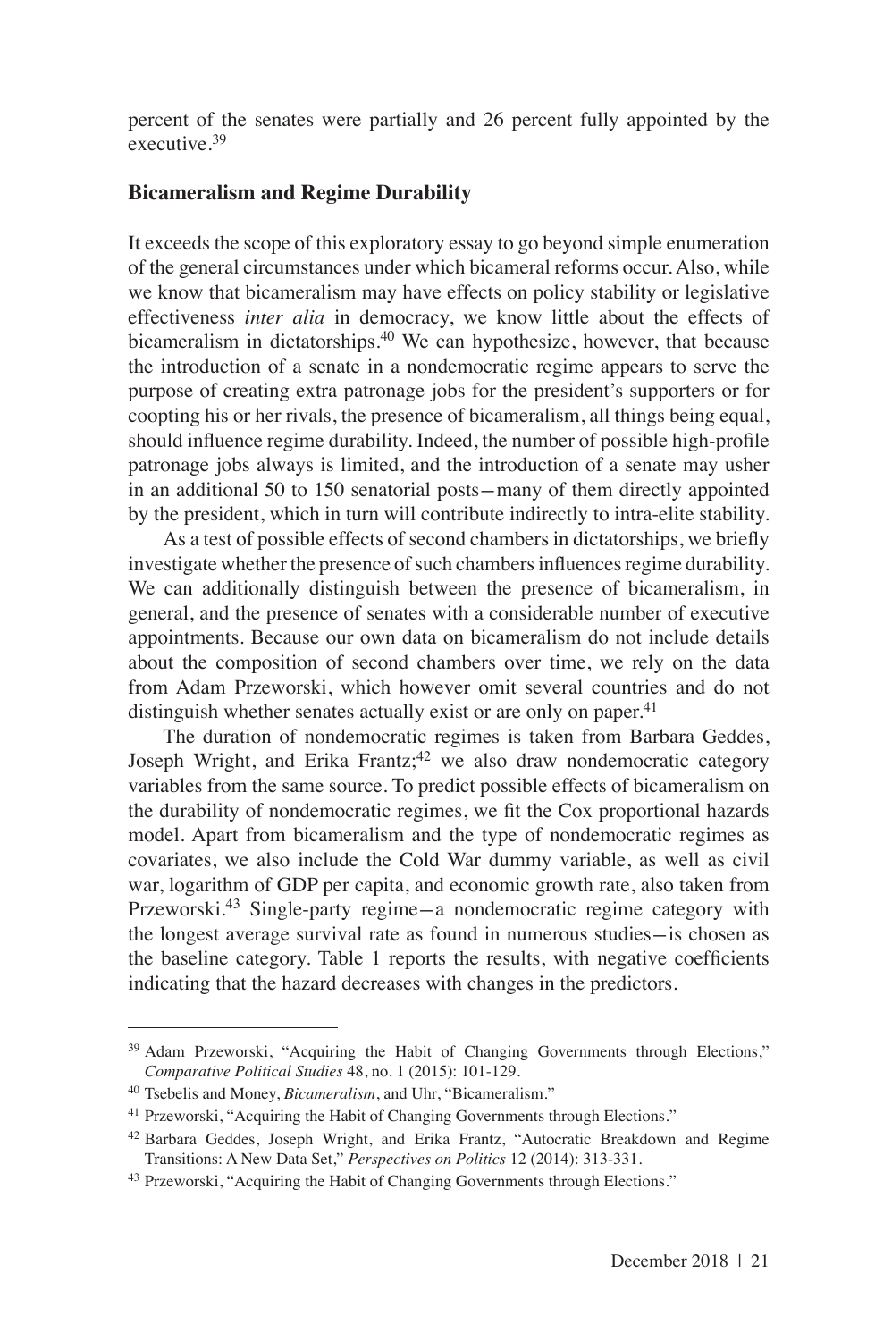percent of the senates were partially and 26 percent fully appointed by the executive.[39]

### Bicameralism and Regime Durability

It exceeds the scope of this exploratory essay to go beyond simple enumeration of the general circumstances under which bicameral reforms occur. Also, while we know that bicameralism may have effects on policy stability or legislative effectiveness *inter alia* in democracy, we know little about the effects of bicameralism in dictatorships.[40] We can hypothesize, however, that because the introduction of a senate in a nondemocratic regime appears to serve the purpose of creating extra patronage jobs for the president's supporters or for coopting his or her rivals, the presence of bicameralism, all things being equal, should influence regime durability. Indeed, the number of possible high-profile patronage jobs always is limited, and the introduction of a senate may usher in an additional 50 to 150 senatorial posts—many of them directly appointed by the president, which in turn will contribute indirectly to intra-elite stability.

As a test of possible effects of second chambers in dictatorships, we briefly investigate whether the presence of such chambers influences regime durability. We can additionally distinguish between the presence of bicameralism, in general, and the presence of senates with a considerable number of executive appointments. Because our own data on bicameralism do not include details about the composition of second chambers over time, we rely on the data from Adam Przeworski, which however omit several countries and do not distinguish whether senates actually exist or are only on paper.[41]

The duration of nondemocratic regimes is taken from Barbara Geddes, Joseph Wright, and Erika Frantz;[42] we also draw nondemocratic category variables from the same source. To predict possible effects of bicameralism on the durability of nondemocratic regimes, we fit the Cox proportional hazards model. Apart from bicameralism and the type of nondemocratic regimes as covariates, we also include the Cold War dummy variable, as well as civil war, logarithm of GDP per capita, and economic growth rate, also taken from Przeworski.[43] Single-party regime—a nondemocratic regime category with the longest average survival rate as found in numerous studies—is chosen as the baseline category. Table 1 reports the results, with negative coefficients indicating that the hazard decreases with changes in the predictors.

---

[39] Adam Przeworski, "Acquiring the Habit of Changing Governments through Elections," *Comparative Political Studies* 48, no. 1 (2015): 101-129.

[40] Tsebelis and Money, *Bicameralism*, and Uhr, "Bicameralism."

[41] Przeworski, "Acquiring the Habit of Changing Governments through Elections."

[42] Barbara Geddes, Joseph Wright, and Erika Frantz, "Autocratic Breakdown and Regime Transitions: A New Data Set," *Perspectives on Politics* 12 (2014): 313-331.

[43] Przeworski, "Acquiring the Habit of Changing Governments through Elections."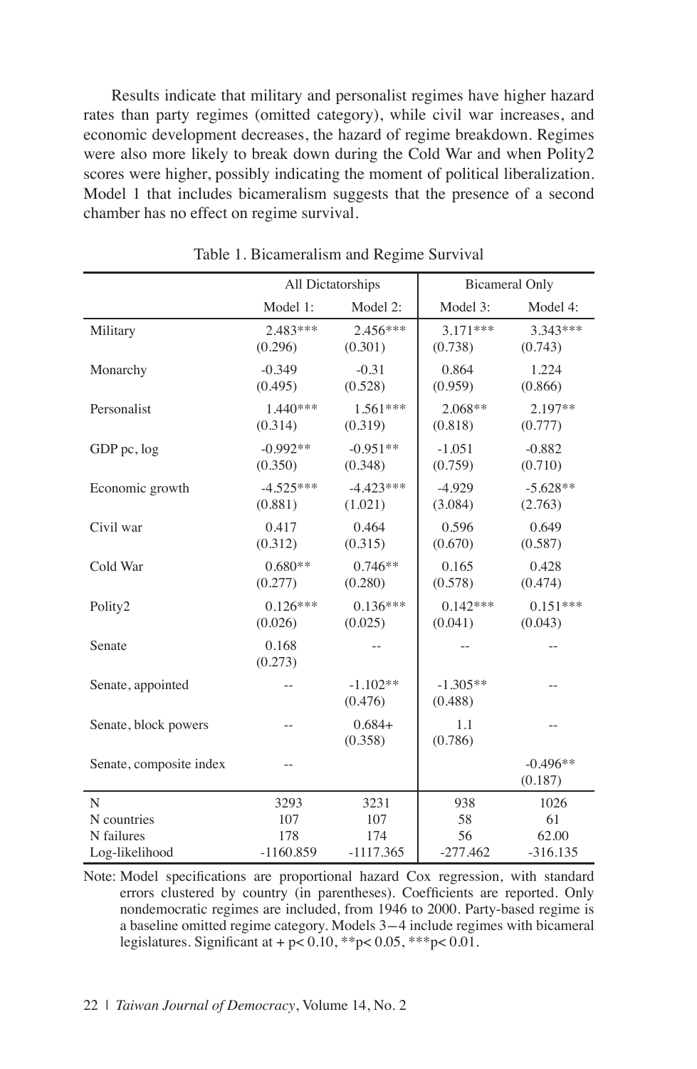Results indicate that military and personalist regimes have higher hazard rates than party regimes (omitted category), while civil war increases, and economic development decreases, the hazard of regime breakdown. Regimes were also more likely to break down during the Cold War and when Polity2 scores were higher, possibly indicating the moment of political liberalization. Model 1 that includes bicameralism suggests that the presence of a second chamber has no effect on regime survival.

Table 1. Bicameralism and Regime Survival

| | All Dictatorships | | Bicameral Only | |
|---|---|---|---|---|
| | Model 1: | Model 2: | Model 3: | Model 4: |
| Military | 2.483***<br>(0.296) | 2.456***<br>(0.301) | 3.171***<br>(0.738) | 3.343***<br>(0.743) |
| Monarchy | -0.349<br>(0.495) | -0.31<br>(0.528) | 0.864<br>(0.959) | 1.224<br>(0.866) |
| Personalist | 1.440***<br>(0.314) | 1.561***<br>(0.319) | 2.068**<br>(0.818) | 2.197**<br>(0.777) |
| GDP pc, log | -0.992**<br>(0.350) | -0.951**<br>(0.348) | -1.051<br>(0.759) | -0.882<br>(0.710) |
| Economic growth | -4.525***<br>(0.881) | -4.423***<br>(1.021) | -4.929<br>(3.084) | -5.628**<br>(2.763) |
| Civil war | 0.417<br>(0.312) | 0.464<br>(0.315) | 0.596<br>(0.670) | 0.649<br>(0.587) |
| Cold War | 0.680**<br>(0.277) | 0.746**<br>(0.280) | 0.165<br>(0.578) | 0.428<br>(0.474) |
| Polity2 | 0.126***<br>(0.026) | 0.136***<br>(0.025) | 0.142***<br>(0.041) | 0.151***<br>(0.043) |
| Senate | 0.168<br>(0.273) | -- | -- | -- |
| Senate, appointed | -- | -1.102**<br>(0.476) | -1.305**<br>(0.488) | -- |
| Senate, block powers | -- | 0.684+<br>(0.358) | 1.1<br>(0.786) | -- |
| Senate, composite index | -- | | | -0.496**<br>(0.187) |
| N | 3293 | 3231 | 938 | 1026 |
| N countries | 107 | 107 | 58 | 61 |
| N failures | 178 | 174 | 56 | 62.00 |
| Log-likelihood | -1160.859 | -1117.365 | -277.462 | -316.135 |

Note: Model specifications are proportional hazard Cox regression, with standard errors clustered by country (in parentheses). Coefficients are reported. Only nondemocratic regimes are included, from 1946 to 2000. Party-based regime is a baseline omitted regime category. Models 3−4 include regimes with bicameral legislatures. Significant at + $p < 0.10$, ** $p < 0.05$, *** $p < 0.01$.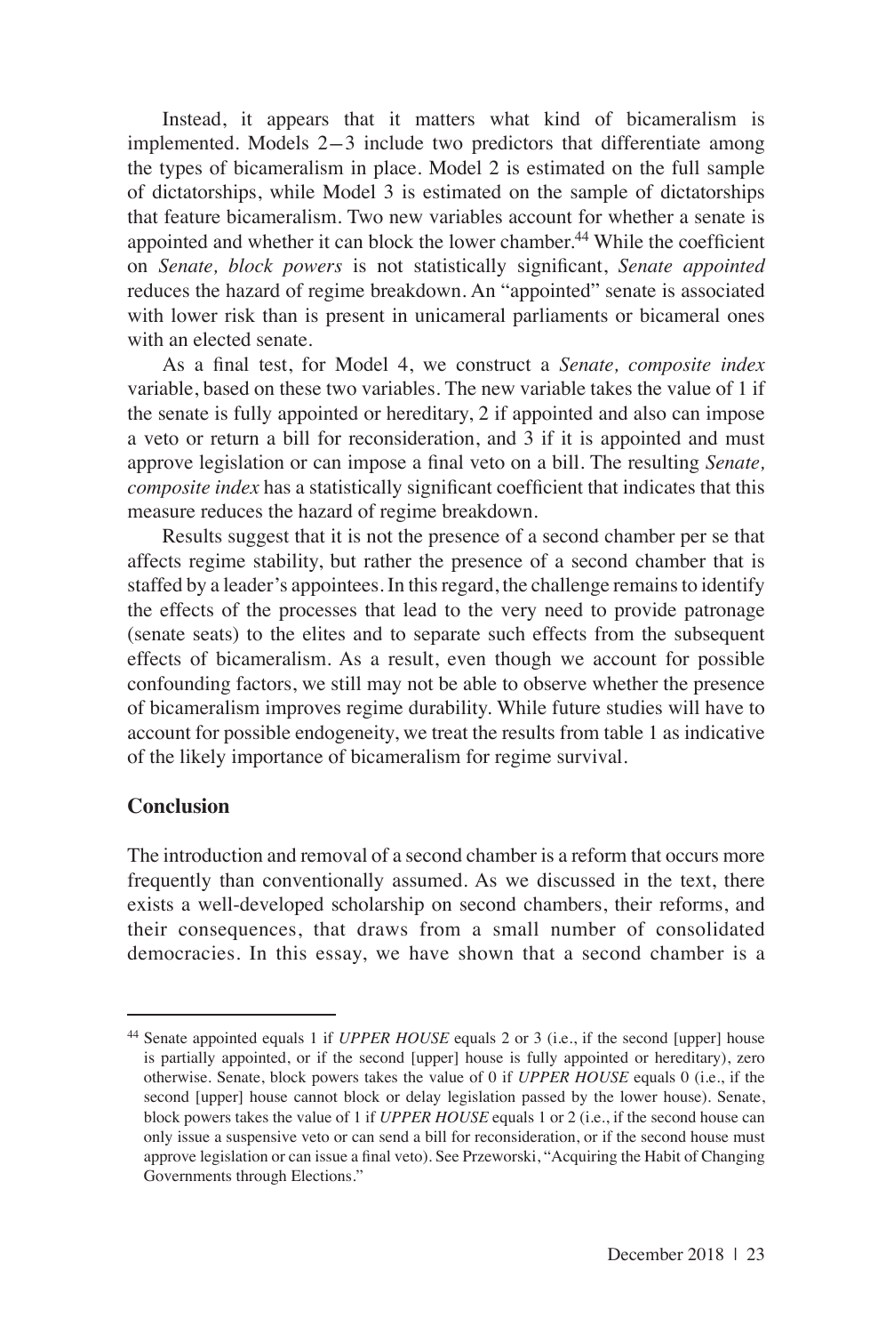Instead, it appears that it matters what kind of bicameralism is implemented. Models 2−3 include two predictors that differentiate among the types of bicameralism in place. Model 2 is estimated on the full sample of dictatorships, while Model 3 is estimated on the sample of dictatorships that feature bicameralism. Two new variables account for whether a senate is appointed and whether it can block the lower chamber.[44] While the coefficient on *Senate, block powers* is not statistically significant, *Senate appointed* reduces the hazard of regime breakdown. An "appointed" senate is associated with lower risk than is present in unicameral parliaments or bicameral ones with an elected senate.

As a final test, for Model 4, we construct a *Senate, composite index* variable, based on these two variables. The new variable takes the value of 1 if the senate is fully appointed or hereditary, 2 if appointed and also can impose a veto or return a bill for reconsideration, and 3 if it is appointed and must approve legislation or can impose a final veto on a bill. The resulting *Senate, composite index* has a statistically significant coefficient that indicates that this measure reduces the hazard of regime breakdown.

Results suggest that it is not the presence of a second chamber per se that affects regime stability, but rather the presence of a second chamber that is staffed by a leader's appointees. In this regard, the challenge remains to identify the effects of the processes that lead to the very need to provide patronage (senate seats) to the elites and to separate such effects from the subsequent effects of bicameralism. As a result, even though we account for possible confounding factors, we still may not be able to observe whether the presence of bicameralism improves regime durability. While future studies will have to account for possible endogeneity, we treat the results from table 1 as indicative of the likely importance of bicameralism for regime survival.

## Conclusion

The introduction and removal of a second chamber is a reform that occurs more frequently than conventionally assumed. As we discussed in the text, there exists a well-developed scholarship on second chambers, their reforms, and their consequences, that draws from a small number of consolidated democracies. In this essay, we have shown that a second chamber is a

---

[44] Senate appointed equals 1 if *UPPER HOUSE* equals 2 or 3 (i.e., if the second [upper] house is partially appointed, or if the second [upper] house is fully appointed or hereditary), zero otherwise. Senate, block powers takes the value of 0 if *UPPER HOUSE* equals 0 (i.e., if the second [upper] house cannot block or delay legislation passed by the lower house). Senate, block powers takes the value of 1 if *UPPER HOUSE* equals 1 or 2 (i.e., if the second house can only issue a suspensive veto or can send a bill for reconsideration, or if the second house must approve legislation or can issue a final veto). See Przeworski, "Acquiring the Habit of Changing Governments through Elections."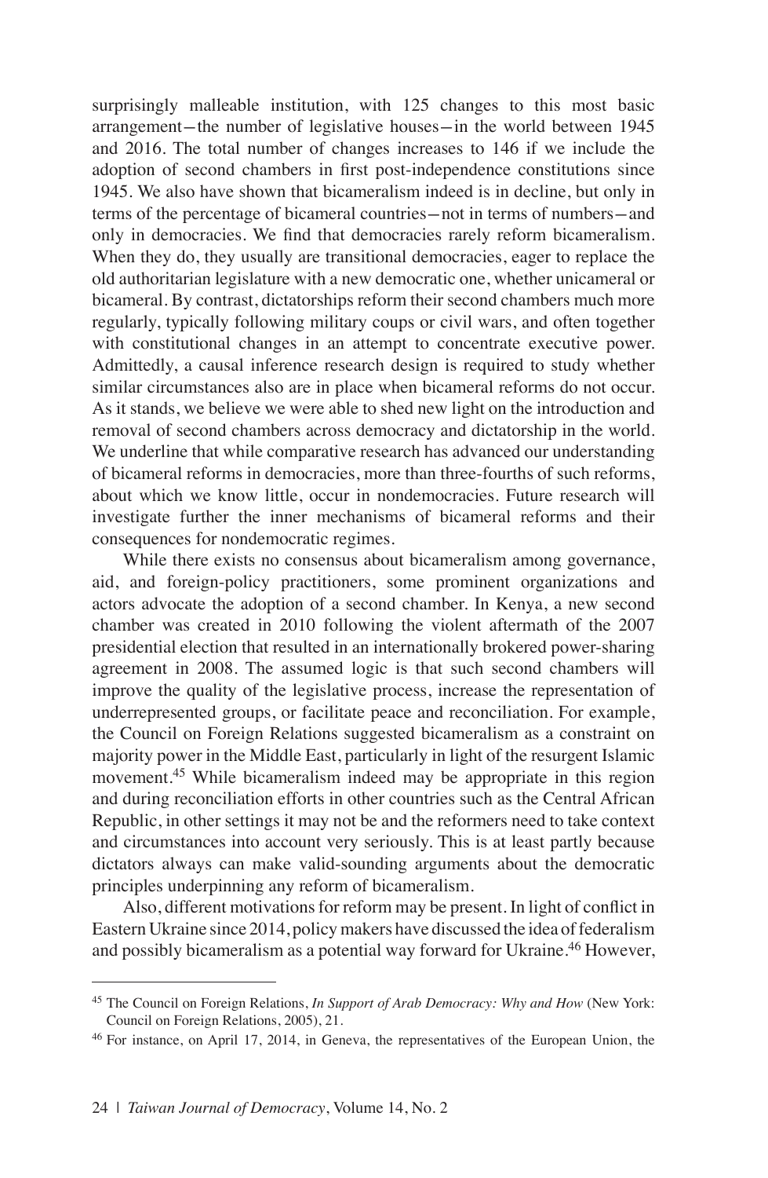surprisingly malleable institution, with 125 changes to this most basic arrangement—the number of legislative houses—in the world between 1945 and 2016. The total number of changes increases to 146 if we include the adoption of second chambers in first post-independence constitutions since 1945. We also have shown that bicameralism indeed is in decline, but only in terms of the percentage of bicameral countries—not in terms of numbers—and only in democracies. We find that democracies rarely reform bicameralism. When they do, they usually are transitional democracies, eager to replace the old authoritarian legislature with a new democratic one, whether unicameral or bicameral. By contrast, dictatorships reform their second chambers much more regularly, typically following military coups or civil wars, and often together with constitutional changes in an attempt to concentrate executive power. Admittedly, a causal inference research design is required to study whether similar circumstances also are in place when bicameral reforms do not occur. As it stands, we believe we were able to shed new light on the introduction and removal of second chambers across democracy and dictatorship in the world. We underline that while comparative research has advanced our understanding of bicameral reforms in democracies, more than three-fourths of such reforms, about which we know little, occur in nondemocracies. Future research will investigate further the inner mechanisms of bicameral reforms and their consequences for nondemocratic regimes.

While there exists no consensus about bicameralism among governance, aid, and foreign-policy practitioners, some prominent organizations and actors advocate the adoption of a second chamber. In Kenya, a new second chamber was created in 2010 following the violent aftermath of the 2007 presidential election that resulted in an internationally brokered power-sharing agreement in 2008. The assumed logic is that such second chambers will improve the quality of the legislative process, increase the representation of underrepresented groups, or facilitate peace and reconciliation. For example, the Council on Foreign Relations suggested bicameralism as a constraint on majority power in the Middle East, particularly in light of the resurgent Islamic movement.[45] While bicameralism indeed may be appropriate in this region and during reconciliation efforts in other countries such as the Central African Republic, in other settings it may not be and the reformers need to take context and circumstances into account very seriously. This is at least partly because dictators always can make valid-sounding arguments about the democratic principles underpinning any reform of bicameralism.

Also, different motivations for reform may be present. In light of conflict in Eastern Ukraine since 2014, policy makers have discussed the idea of federalism and possibly bicameralism as a potential way forward for Ukraine.[46] However,

---

[45] The Council on Foreign Relations, *In Support of Arab Democracy: Why and How* (New York: Council on Foreign Relations, 2005), 21.

[46] For instance, on April 17, 2014, in Geneva, the representatives of the European Union, the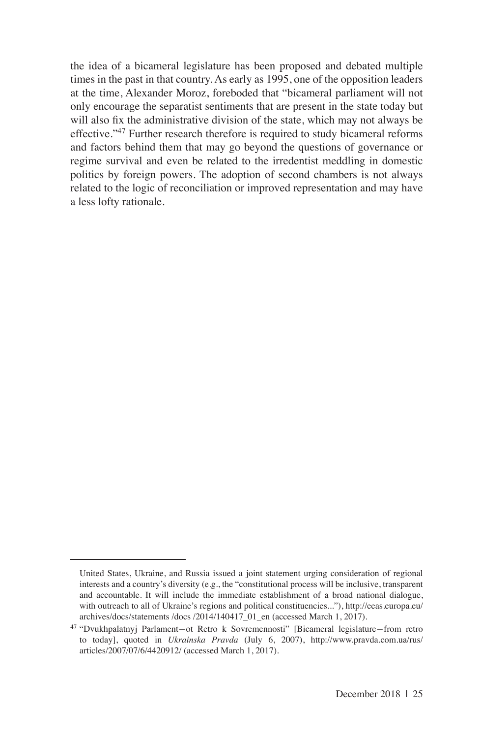the idea of a bicameral legislature has been proposed and debated multiple times in the past in that country. As early as 1995, one of the opposition leaders at the time, Alexander Moroz, foreboded that "bicameral parliament will not only encourage the separatist sentiments that are present in the state today but will also fix the administrative division of the state, which may not always be effective."[47] Further research therefore is required to study bicameral reforms and factors behind them that may go beyond the questions of governance or regime survival and even be related to the irredentist meddling in domestic politics by foreign powers. The adoption of second chambers is not always related to the logic of reconciliation or improved representation and may have a less lofty rationale.

---

United States, Ukraine, and Russia issued a joint statement urging consideration of regional interests and a country's diversity (e.g., the "constitutional process will be inclusive, transparent and accountable. It will include the immediate establishment of a broad national dialogue, with outreach to all of Ukraine's regions and political constituencies..."), http://eeas.europa.eu/archives/docs/statements /docs /2014/140417_01_en (accessed March 1, 2017).

[47] "Dvukhpalatnyj Parlament—ot Retro k Sovremennosti" [Bicameral legislature—from retro to today], quoted in *Ukrainska Pravda* (July 6, 2007), http://www.pravda.com.ua/rus/articles/2007/07/6/4420912/ (accessed March 1, 2017).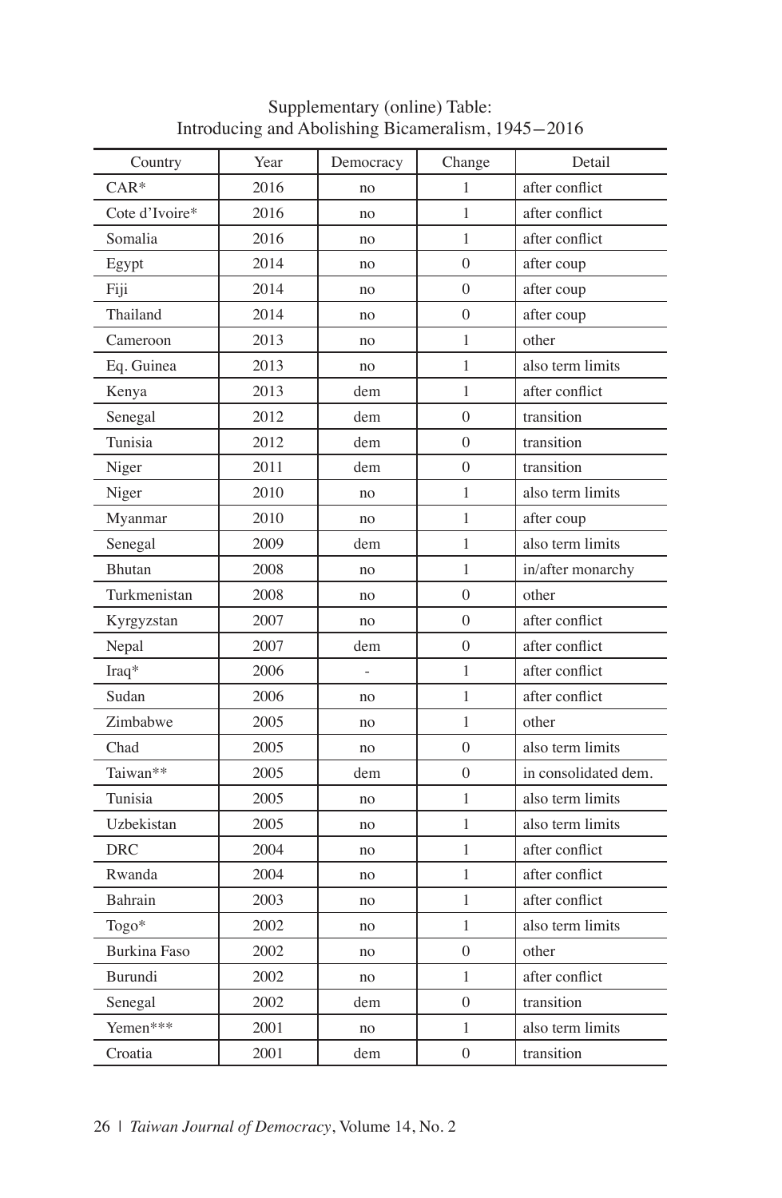Supplementary (online) Table:
Introducing and Abolishing Bicameralism, 1945–2016

| Country | Year | Democracy | Change | Detail |
|---|---|---|---|---|
| CAR* | 2016 | no | 1 | after conflict |
| Cote d'Ivoire* | 2016 | no | 1 | after conflict |
| Somalia | 2016 | no | 1 | after conflict |
| Egypt | 2014 | no | 0 | after coup |
| Fiji | 2014 | no | 0 | after coup |
| Thailand | 2014 | no | 0 | after coup |
| Cameroon | 2013 | no | 1 | other |
| Eq. Guinea | 2013 | no | 1 | also term limits |
| Kenya | 2013 | dem | 1 | after conflict |
| Senegal | 2012 | dem | 0 | transition |
| Tunisia | 2012 | dem | 0 | transition |
| Niger | 2011 | dem | 0 | transition |
| Niger | 2010 | no | 1 | also term limits |
| Myanmar | 2010 | no | 1 | after coup |
| Senegal | 2009 | dem | 1 | also term limits |
| Bhutan | 2008 | no | 1 | in/after monarchy |
| Turkmenistan | 2008 | no | 0 | other |
| Kyrgyzstan | 2007 | no | 0 | after conflict |
| Nepal | 2007 | dem | 0 | after conflict |
| Iraq* | 2006 | - | 1 | after conflict |
| Sudan | 2006 | no | 1 | after conflict |
| Zimbabwe | 2005 | no | 1 | other |
| Chad | 2005 | no | 0 | also term limits |
| Taiwan** | 2005 | dem | 0 | in consolidated dem. |
| Tunisia | 2005 | no | 1 | also term limits |
| Uzbekistan | 2005 | no | 1 | also term limits |
| DRC | 2004 | no | 1 | after conflict |
| Rwanda | 2004 | no | 1 | after conflict |
| Bahrain | 2003 | no | 1 | after conflict |
| Togo* | 2002 | no | 1 | also term limits |
| Burkina Faso | 2002 | no | 0 | other |
| Burundi | 2002 | no | 1 | after conflict |
| Senegal | 2002 | dem | 0 | transition |
| Yemen*** | 2001 | no | 1 | also term limits |
| Croatia | 2001 | dem | 0 | transition |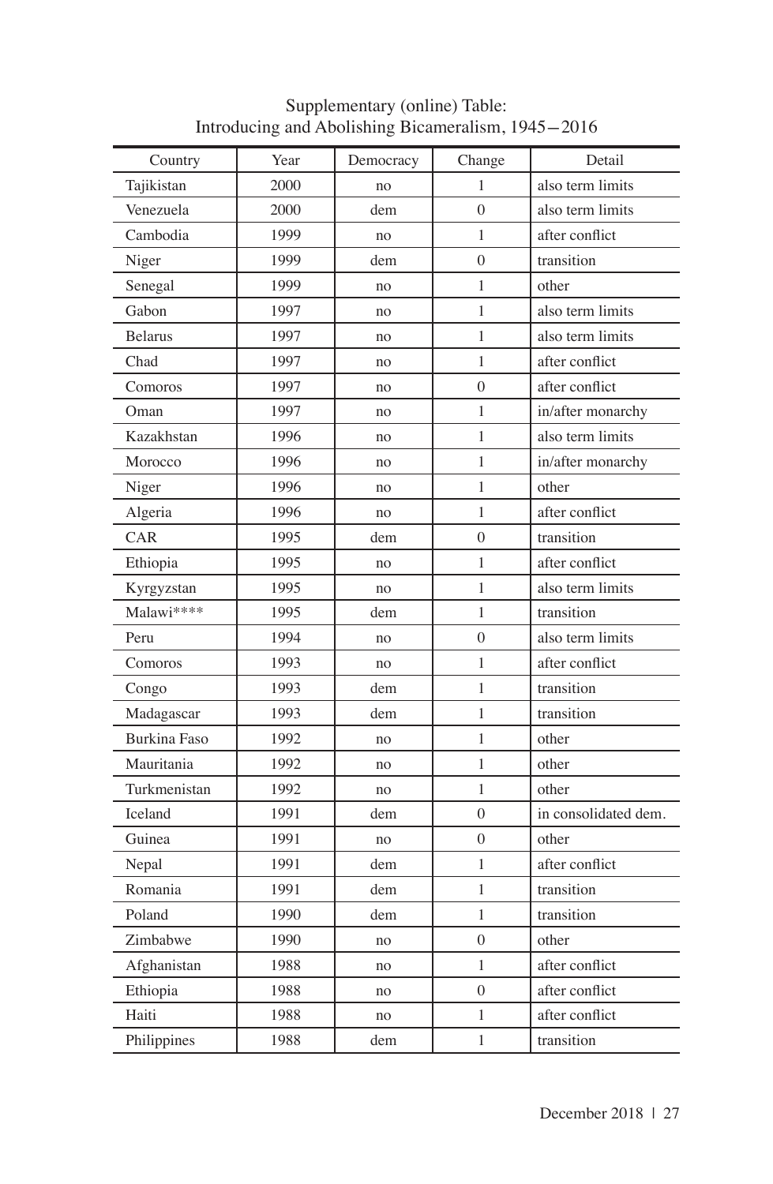Supplementary (online) Table:
Introducing and Abolishing Bicameralism, 1945–2016

| Country | Year | Democracy | Change | Detail |
|---|---|---|---|---|
| Tajikistan | 2000 | no | 1 | also term limits |
| Venezuela | 2000 | dem | 0 | also term limits |
| Cambodia | 1999 | no | 1 | after conflict |
| Niger | 1999 | dem | 0 | transition |
| Senegal | 1999 | no | 1 | other |
| Gabon | 1997 | no | 1 | also term limits |
| Belarus | 1997 | no | 1 | also term limits |
| Chad | 1997 | no | 1 | after conflict |
| Comoros | 1997 | no | 0 | after conflict |
| Oman | 1997 | no | 1 | in/after monarchy |
| Kazakhstan | 1996 | no | 1 | also term limits |
| Morocco | 1996 | no | 1 | in/after monarchy |
| Niger | 1996 | no | 1 | other |
| Algeria | 1996 | no | 1 | after conflict |
| CAR | 1995 | dem | 0 | transition |
| Ethiopia | 1995 | no | 1 | after conflict |
| Kyrgyzstan | 1995 | no | 1 | also term limits |
| Malawi**** | 1995 | dem | 1 | transition |
| Peru | 1994 | no | 0 | also term limits |
| Comoros | 1993 | no | 1 | after conflict |
| Congo | 1993 | dem | 1 | transition |
| Madagascar | 1993 | dem | 1 | transition |
| Burkina Faso | 1992 | no | 1 | other |
| Mauritania | 1992 | no | 1 | other |
| Turkmenistan | 1992 | no | 1 | other |
| Iceland | 1991 | dem | 0 | in consolidated dem. |
| Guinea | 1991 | no | 0 | other |
| Nepal | 1991 | dem | 1 | after conflict |
| Romania | 1991 | dem | 1 | transition |
| Poland | 1990 | dem | 1 | transition |
| Zimbabwe | 1990 | no | 0 | other |
| Afghanistan | 1988 | no | 1 | after conflict |
| Ethiopia | 1988 | no | 0 | after conflict |
| Haiti | 1988 | no | 1 | after conflict |
| Philippines | 1988 | dem | 1 | transition |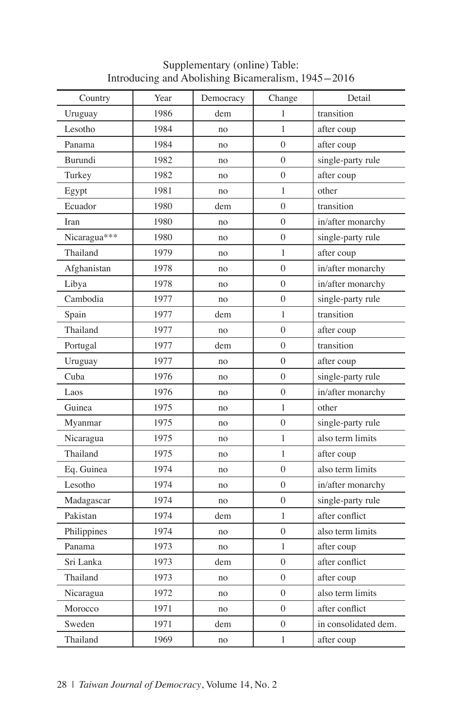Supplementary (online) Table:
Introducing and Abolishing Bicameralism, 1945—2016

| Country | Year | Democracy | Change | Detail |
|---|---|---|---|---|
| Uruguay | 1986 | dem | 1 | transition |
| Lesotho | 1984 | no | 1 | after coup |
| Panama | 1984 | no | 0 | after coup |
| Burundi | 1982 | no | 0 | single-party rule |
| Turkey | 1982 | no | 0 | after coup |
| Egypt | 1981 | no | 1 | other |
| Ecuador | 1980 | dem | 0 | transition |
| Iran | 1980 | no | 0 | in/after monarchy |
| Nicaragua*** | 1980 | no | 0 | single-party rule |
| Thailand | 1979 | no | 1 | after coup |
| Afghanistan | 1978 | no | 0 | in/after monarchy |
| Libya | 1978 | no | 0 | in/after monarchy |
| Cambodia | 1977 | no | 0 | single-party rule |
| Spain | 1977 | dem | 1 | transition |
| Thailand | 1977 | no | 0 | after coup |
| Portugal | 1977 | dem | 0 | transition |
| Uruguay | 1977 | no | 0 | after coup |
| Cuba | 1976 | no | 0 | single-party rule |
| Laos | 1976 | no | 0 | in/after monarchy |
| Guinea | 1975 | no | 1 | other |
| Myanmar | 1975 | no | 0 | single-party rule |
| Nicaragua | 1975 | no | 1 | also term limits |
| Thailand | 1975 | no | 1 | after coup |
| Eq. Guinea | 1974 | no | 0 | also term limits |
| Lesotho | 1974 | no | 0 | in/after monarchy |
| Madagascar | 1974 | no | 0 | single-party rule |
| Pakistan | 1974 | dem | 1 | after conflict |
| Philippines | 1974 | no | 0 | also term limits |
| Panama | 1973 | no | 1 | after coup |
| Sri Lanka | 1973 | dem | 0 | after conflict |
| Thailand | 1973 | no | 0 | after coup |
| Nicaragua | 1972 | no | 0 | also term limits |
| Morocco | 1971 | no | 0 | after conflict |
| Sweden | 1971 | dem | 0 | in consolidated dem. |
| Thailand | 1969 | no | 1 | after coup |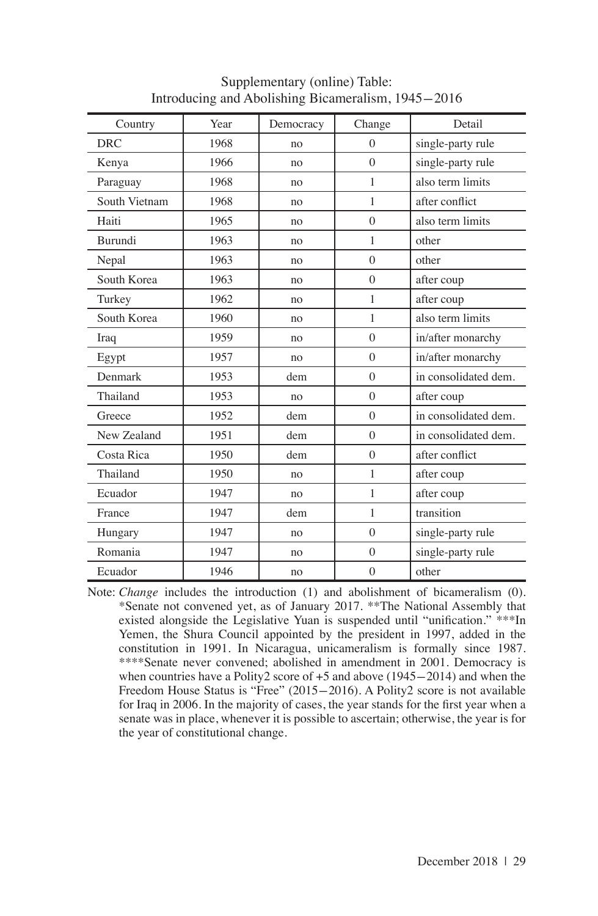Supplementary (online) Table:
Introducing and Abolishing Bicameralism, 1945–2016

| Country | Year | Democracy | Change | Detail |
|---|---|---|---|---|
| DRC | 1968 | no | 0 | single-party rule |
| Kenya | 1966 | no | 0 | single-party rule |
| Paraguay | 1968 | no | 1 | also term limits |
| South Vietnam | 1968 | no | 1 | after conflict |
| Haiti | 1965 | no | 0 | also term limits |
| Burundi | 1963 | no | 1 | other |
| Nepal | 1963 | no | 0 | other |
| South Korea | 1963 | no | 0 | after coup |
| Turkey | 1962 | no | 1 | after coup |
| South Korea | 1960 | no | 1 | also term limits |
| Iraq | 1959 | no | 0 | in/after monarchy |
| Egypt | 1957 | no | 0 | in/after monarchy |
| Denmark | 1953 | dem | 0 | in consolidated dem. |
| Thailand | 1953 | no | 0 | after coup |
| Greece | 1952 | dem | 0 | in consolidated dem. |
| New Zealand | 1951 | dem | 0 | in consolidated dem. |
| Costa Rica | 1950 | dem | 0 | after conflict |
| Thailand | 1950 | no | 1 | after coup |
| Ecuador | 1947 | no | 1 | after coup |
| France | 1947 | dem | 1 | transition |
| Hungary | 1947 | no | 0 | single-party rule |
| Romania | 1947 | no | 0 | single-party rule |
| Ecuador | 1946 | no | 0 | other |

Note: *Change* includes the introduction (1) and abolishment of bicameralism (0). *Senate not convened yet, as of January 2017. **The National Assembly that existed alongside the Legislative Yuan is suspended until "unification." ***In Yemen, the Shura Council appointed by the president in 1997, added in the constitution in 1991. In Nicaragua, unicameralism is formally since 1987. ****Senate never convened; abolished in amendment in 2001. Democracy is when countries have a Polity2 score of +5 and above (1945–2014) and when the Freedom House Status is "Free" (2015–2016). A Polity2 score is not available for Iraq in 2006. In the majority of cases, the year stands for the first year when a senate was in place, whenever it is possible to ascertain; otherwise, the year is for the year of constitutional change.